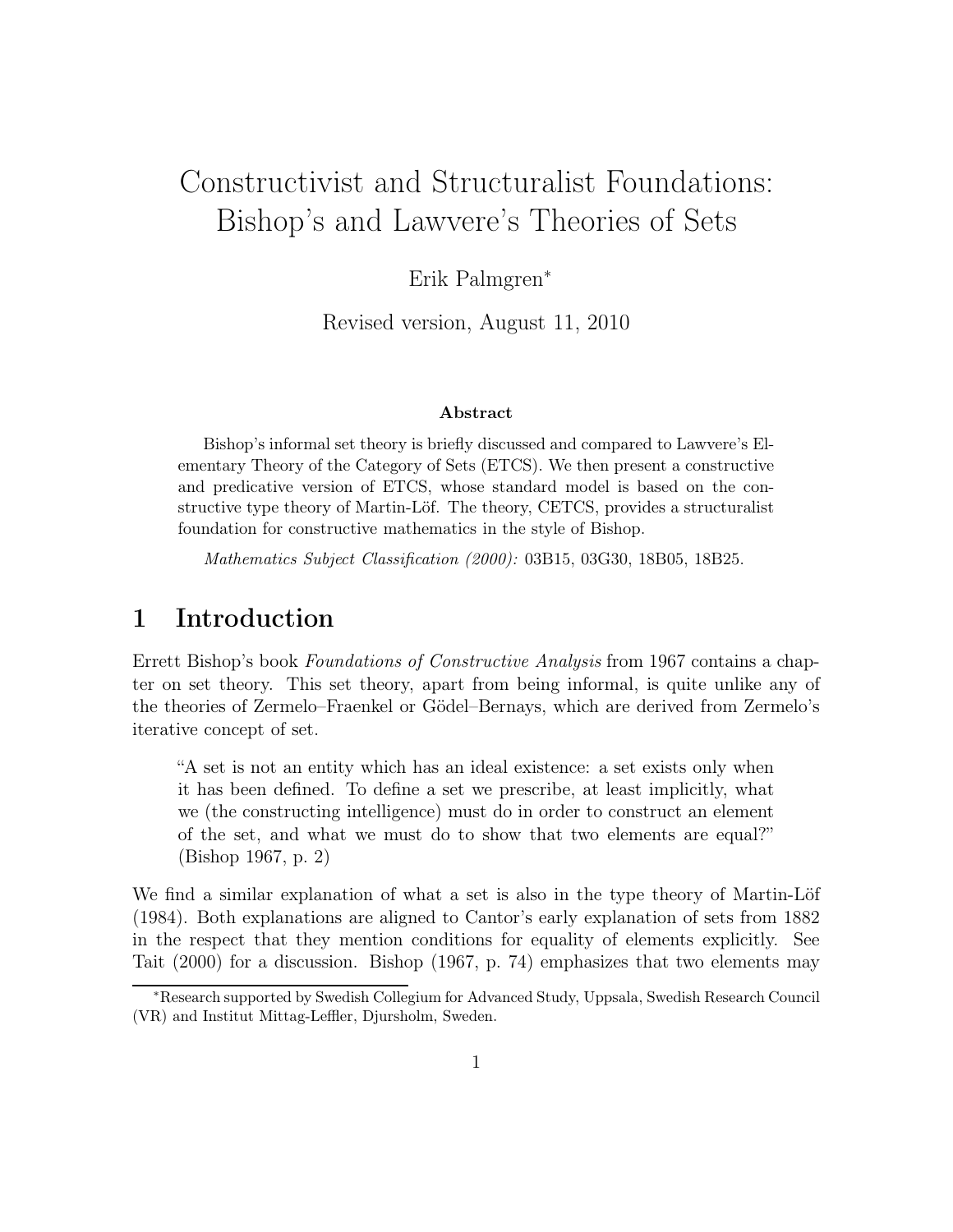# Constructivist and Structuralist Foundations: Bishop's and Lawvere's Theories of Sets

Erik Palmgren*

Revised version, August 11, 2010

### Abstract

Bishop's informal set theory is briefly discussed and compared to Lawvere's Elementary Theory of the Category of Sets (ETCS). We then present a constructive and predicative version of ETCS, whose standard model is based on the constructive type theory of Martin-Löf. The theory, CETCS, provides a structuralist foundation for constructive mathematics in the style of Bishop.

*Mathematics Subject Classification (2000):* 03B15, 03G30, 18B05, 18B25.

## 1 Introduction

Errett Bishop's book *Foundations of Constructive Analysis* from 1967 contains a chapter on set theory. This set theory, apart from being informal, is quite unlike any of the theories of Zermelo–Fraenkel or Gödel–Bernays, which are derived from Zermelo's iterative concept of set.

> "A set is not an entity which has an ideal existence: a set exists only when it has been defined. To define a set we prescribe, at least implicitly, what we (the constructing intelligence) must do in order to construct an element of the set, and what we must do to show that two elements are equal?" (Bishop 1967, p. 2)

We find a similar explanation of what a set is also in the type theory of Martin-Löf (1984). Both explanations are aligned to Cantor's early explanation of sets from 1882 in the respect that they mention conditions for equality of elements explicitly. See Tait (2000) for a discussion. Bishop (1967, p. 74) emphasizes that two elements may

---

*Research supported by Swedish Collegium for Advanced Study, Uppsala, Swedish Research Council (VR) and Institut Mittag-Leffler, Djursholm, Sweden.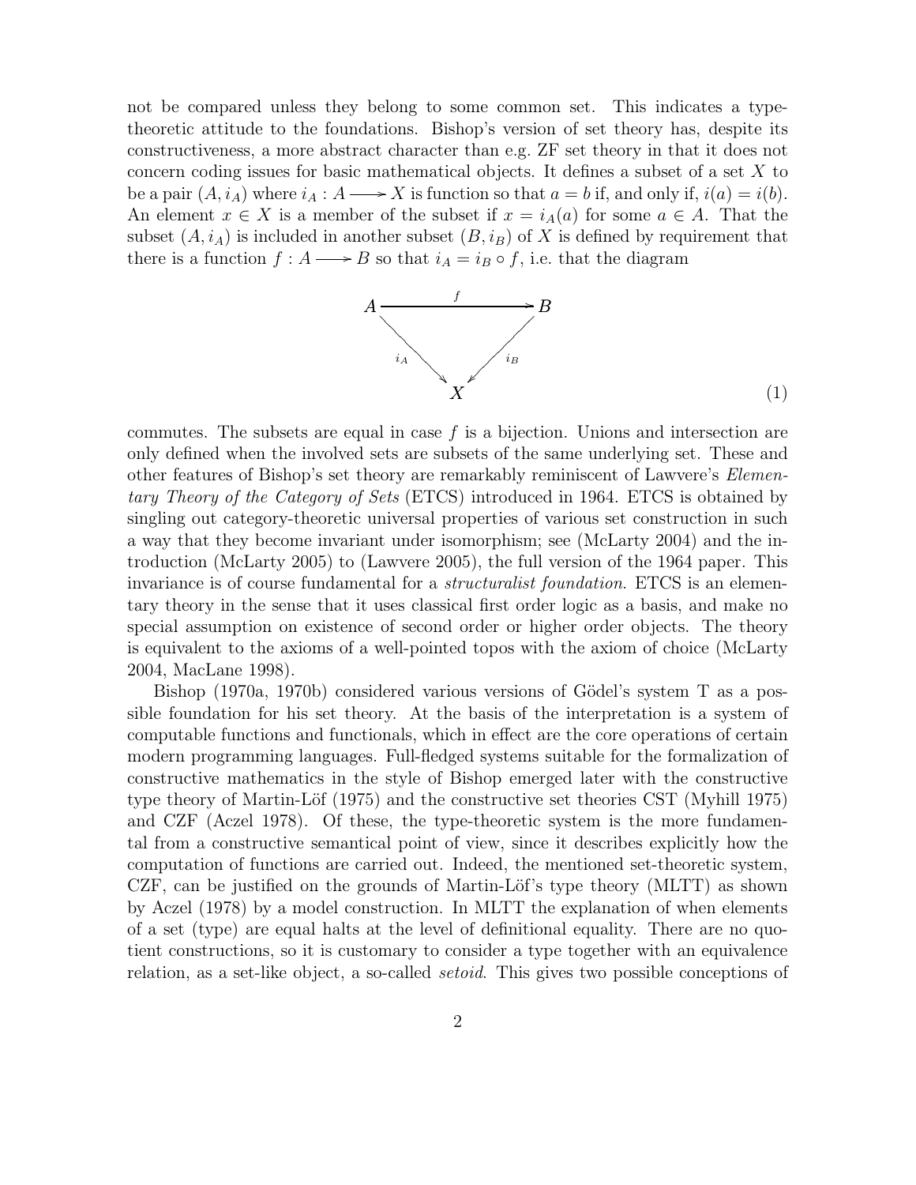not be compared unless they belong to some common set. This indicates a type-theoretic attitude to the foundations. Bishop's version of set theory has, despite its constructiveness, a more abstract character than e.g. ZF set theory in that it does not concern coding issues for basic mathematical objects. It defines a subset of a set $X$ to be a pair $(A, i_A)$ where $i_A : A \longrightarrow X$ is function so that $a = b$ if, and only if, $i(a) = i(b)$. An element $x \in X$ is a member of the subset if $x = i_A(a)$ for some $a \in A$. That the subset $(A, i_A)$ is included in another subset $(B, i_B)$ of $X$ is defined by requirement that there is a function $f : A \longrightarrow B$ so that $i_A = i_B \circ f$, i.e. that the diagram

$$\begin{array}{ccc} A & \xrightarrow{\quad f \quad} & B \\ & {\scriptstyle i_A} \searrow \quad \swarrow {\scriptstyle i_B} & \\ & X & \end{array} \tag{1}$$

commutes. The subsets are equal in case $f$ is a bijection. Unions and intersection are only defined when the involved sets are subsets of the same underlying set. These and other features of Bishop's set theory are remarkably reminiscent of Lawvere's *Elementary Theory of the Category of Sets* (ETCS) introduced in 1964. ETCS is obtained by singling out category-theoretic universal properties of various set construction in such a way that they become invariant under isomorphism; see (McLarty 2004) and the introduction (McLarty 2005) to (Lawvere 2005), the full version of the 1964 paper. This invariance is of course fundamental for a *structuralist foundation*. ETCS is an elementary theory in the sense that it uses classical first order logic as a basis, and make no special assumption on existence of second order or higher order objects. The theory is equivalent to the axioms of a well-pointed topos with the axiom of choice (McLarty 2004, MacLane 1998).

Bishop (1970a, 1970b) considered various versions of Gödel's system T as a possible foundation for his set theory. At the basis of the interpretation is a system of computable functions and functionals, which in effect are the core operations of certain modern programming languages. Full-fledged systems suitable for the formalization of constructive mathematics in the style of Bishop emerged later with the constructive type theory of Martin-Löf (1975) and the constructive set theories CST (Myhill 1975) and CZF (Aczel 1978). Of these, the type-theoretic system is the more fundamental from a constructive semantical point of view, since it describes explicitly how the computation of functions are carried out. Indeed, the mentioned set-theoretic system, CZF, can be justified on the grounds of Martin-Löf's type theory (MLTT) as shown by Aczel (1978) by a model construction. In MLTT the explanation of when elements of a set (type) are equal halts at the level of definitional equality. There are no quotient constructions, so it is customary to consider a type together with an equivalence relation, as a set-like object, a so-called *setoid*. This gives two possible conceptions of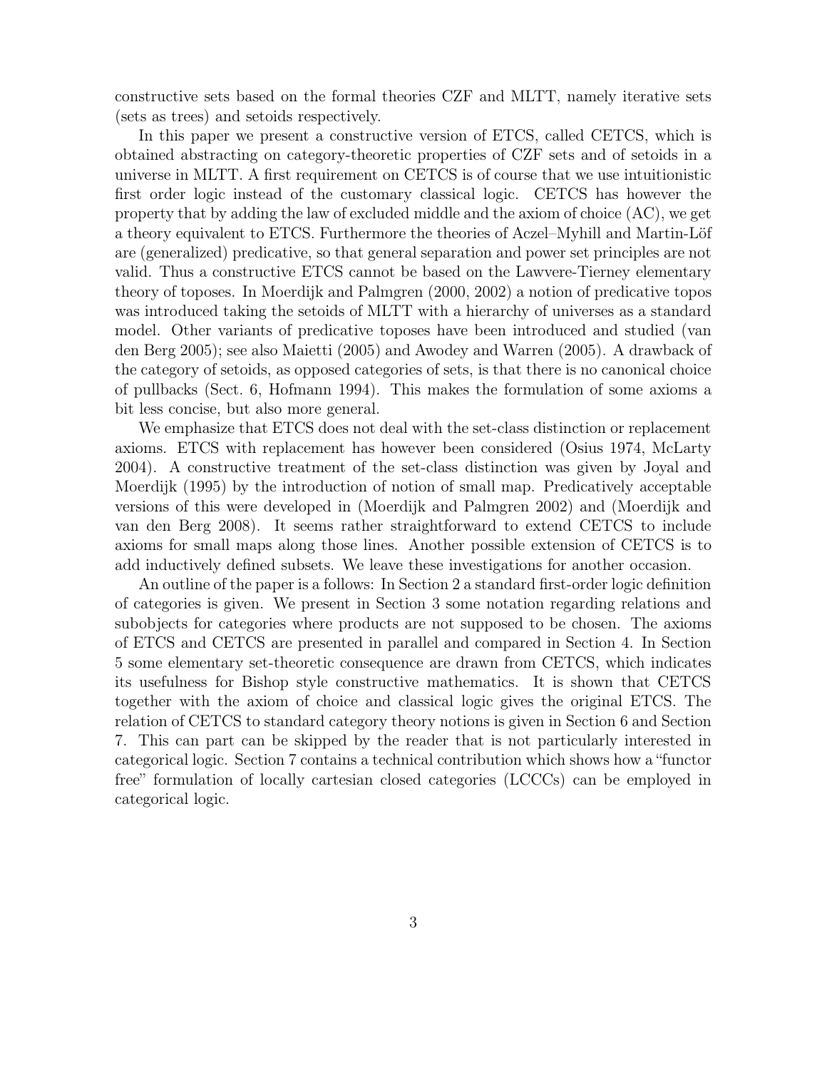constructive sets based on the formal theories CZF and MLTT, namely iterative sets (sets as trees) and setoids respectively.

In this paper we present a constructive version of ETCS, called CETCS, which is obtained abstracting on category-theoretic properties of CZF sets and of setoids in a universe in MLTT. A first requirement on CETCS is of course that we use intuitionistic first order logic instead of the customary classical logic. CETCS has however the property that by adding the law of excluded middle and the axiom of choice (AC), we get a theory equivalent to ETCS. Furthermore the theories of Aczel–Myhill and Martin-Löf are (generalized) predicative, so that general separation and power set principles are not valid. Thus a constructive ETCS cannot be based on the Lawvere-Tierney elementary theory of toposes. In Moerdijk and Palmgren (2000, 2002) a notion of predicative topos was introduced taking the setoids of MLTT with a hierarchy of universes as a standard model. Other variants of predicative toposes have been introduced and studied (van den Berg 2005); see also Maietti (2005) and Awodey and Warren (2005). A drawback of the category of setoids, as opposed categories of sets, is that there is no canonical choice of pullbacks (Sect. 6, Hofmann 1994). This makes the formulation of some axioms a bit less concise, but also more general.

We emphasize that ETCS does not deal with the set-class distinction or replacement axioms. ETCS with replacement has however been considered (Osius 1974, McLarty 2004). A constructive treatment of the set-class distinction was given by Joyal and Moerdijk (1995) by the introduction of notion of small map. Predicatively acceptable versions of this were developed in (Moerdijk and Palmgren 2002) and (Moerdijk and van den Berg 2008). It seems rather straightforward to extend CETCS to include axioms for small maps along those lines. Another possible extension of CETCS is to add inductively defined subsets. We leave these investigations for another occasion.

An outline of the paper is a follows: In Section 2 a standard first-order logic definition of categories is given. We present in Section 3 some notation regarding relations and subobjects for categories where products are not supposed to be chosen. The axioms of ETCS and CETCS are presented in parallel and compared in Section 4. In Section 5 some elementary set-theoretic consequence are drawn from CETCS, which indicates its usefulness for Bishop style constructive mathematics. It is shown that CETCS together with the axiom of choice and classical logic gives the original ETCS. The relation of CETCS to standard category theory notions is given in Section 6 and Section 7. This can part can be skipped by the reader that is not particularly interested in categorical logic. Section 7 contains a technical contribution which shows how a "functor free" formulation of locally cartesian closed categories (LCCCs) can be employed in categorical logic.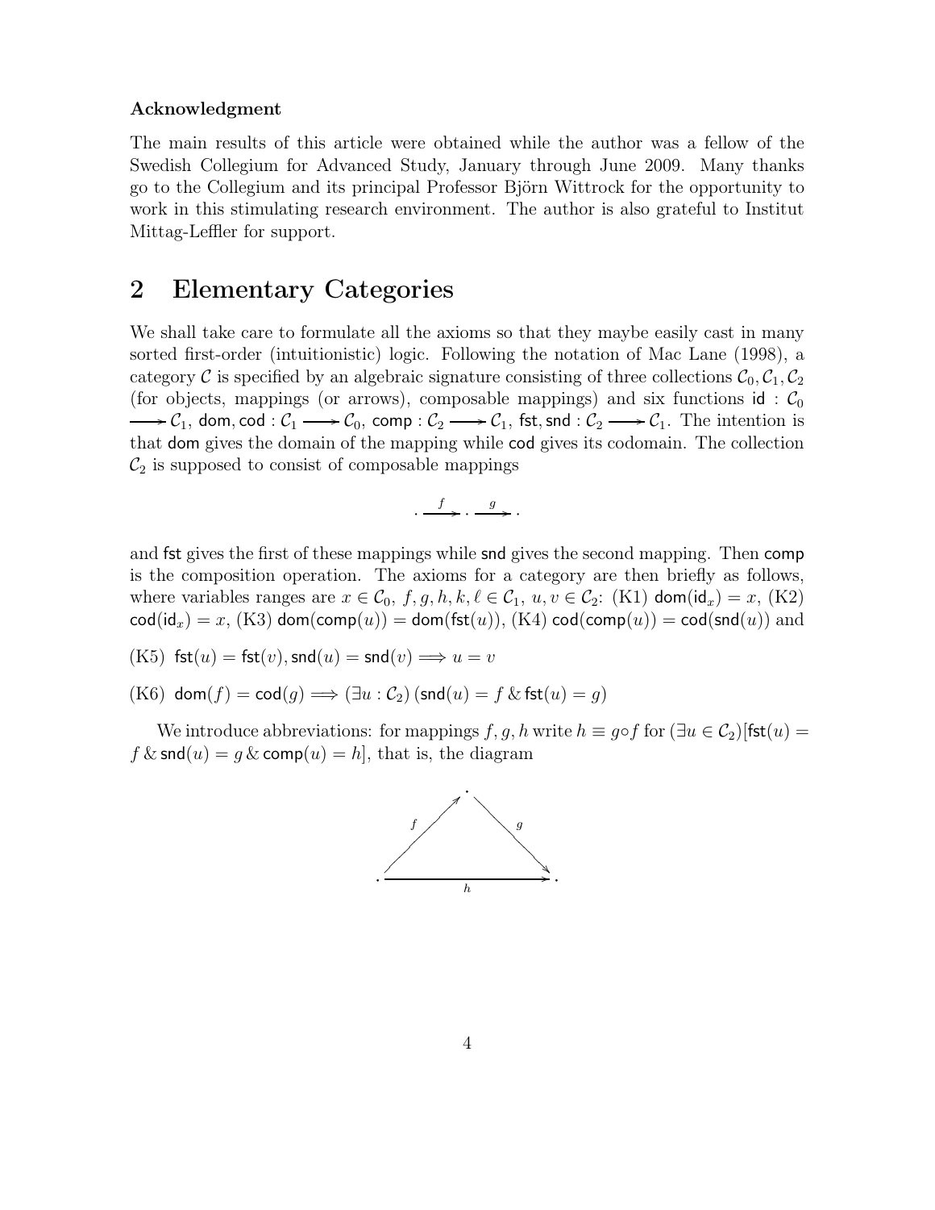### Acknowledgment

The main results of this article were obtained while the author was a fellow of the Swedish Collegium for Advanced Study, January through June 2009. Many thanks go to the Collegium and its principal Professor Björn Wittrock for the opportunity to work in this stimulating research environment. The author is also grateful to Institut Mittag-Leffler for support.

## 2 Elementary Categories

We shall take care to formulate all the axioms so that they maybe easily cast in many sorted first-order (intuitionistic) logic. Following the notation of Mac Lane (1998), a category $\mathcal{C}$ is specified by an algebraic signature consisting of three collections $\mathcal{C}_0, \mathcal{C}_1, \mathcal{C}_2$ (for objects, mappings (or arrows), composable mappings) and six functions $\mathsf{id} : \mathcal{C}_0 \longrightarrow \mathcal{C}_1$, $\mathsf{dom}, \mathsf{cod} : \mathcal{C}_1 \longrightarrow \mathcal{C}_0$, $\mathsf{comp} : \mathcal{C}_2 \longrightarrow \mathcal{C}_1$, $\mathsf{fst}, \mathsf{snd} : \mathcal{C}_2 \longrightarrow \mathcal{C}_1$. The intention is that $\mathsf{dom}$ gives the domain of the mapping while $\mathsf{cod}$ gives its codomain. The collection $\mathcal{C}_2$ is supposed to consist of composable mappings

$$\cdot \xrightarrow{f} \cdot \xrightarrow{g} \cdot$$

and $\mathsf{fst}$ gives the first of these mappings while $\mathsf{snd}$ gives the second mapping. Then $\mathsf{comp}$ is the composition operation. The axioms for a category are then briefly as follows, where variables ranges are $x \in \mathcal{C}_0$, $f, g, h, k, \ell \in \mathcal{C}_1$, $u, v \in \mathcal{C}_2$: (K1) $\mathsf{dom}(\mathsf{id}_x) = x$, (K2) $\mathsf{cod}(\mathsf{id}_x) = x$, (K3) $\mathsf{dom}(\mathsf{comp}(u)) = \mathsf{dom}(\mathsf{fst}(u))$, (K4) $\mathsf{cod}(\mathsf{comp}(u)) = \mathsf{cod}(\mathsf{snd}(u))$ and

(K5) $\mathsf{fst}(u) = \mathsf{fst}(v), \mathsf{snd}(u) = \mathsf{snd}(v) \Longrightarrow u = v$

(K6) $\mathsf{dom}(f) = \mathsf{cod}(g) \Longrightarrow (\exists u : \mathcal{C}_2)\,(\mathsf{snd}(u) = f \,\&\, \mathsf{fst}(u) = g)$

We introduce abbreviations: for mappings $f, g, h$ write $h \equiv g \circ f$ for $(\exists u \in \mathcal{C}_2)[\mathsf{fst}(u) = f \,\&\, \mathsf{snd}(u) = g \,\&\, \mathsf{comp}(u) = h]$, that is, the diagram

$$\begin{array}{ccc} & \cdot & \\ {}^{f}\nearrow & & \searrow^{g} \\ \cdot & \xrightarrow[h]{} & \cdot \end{array}$$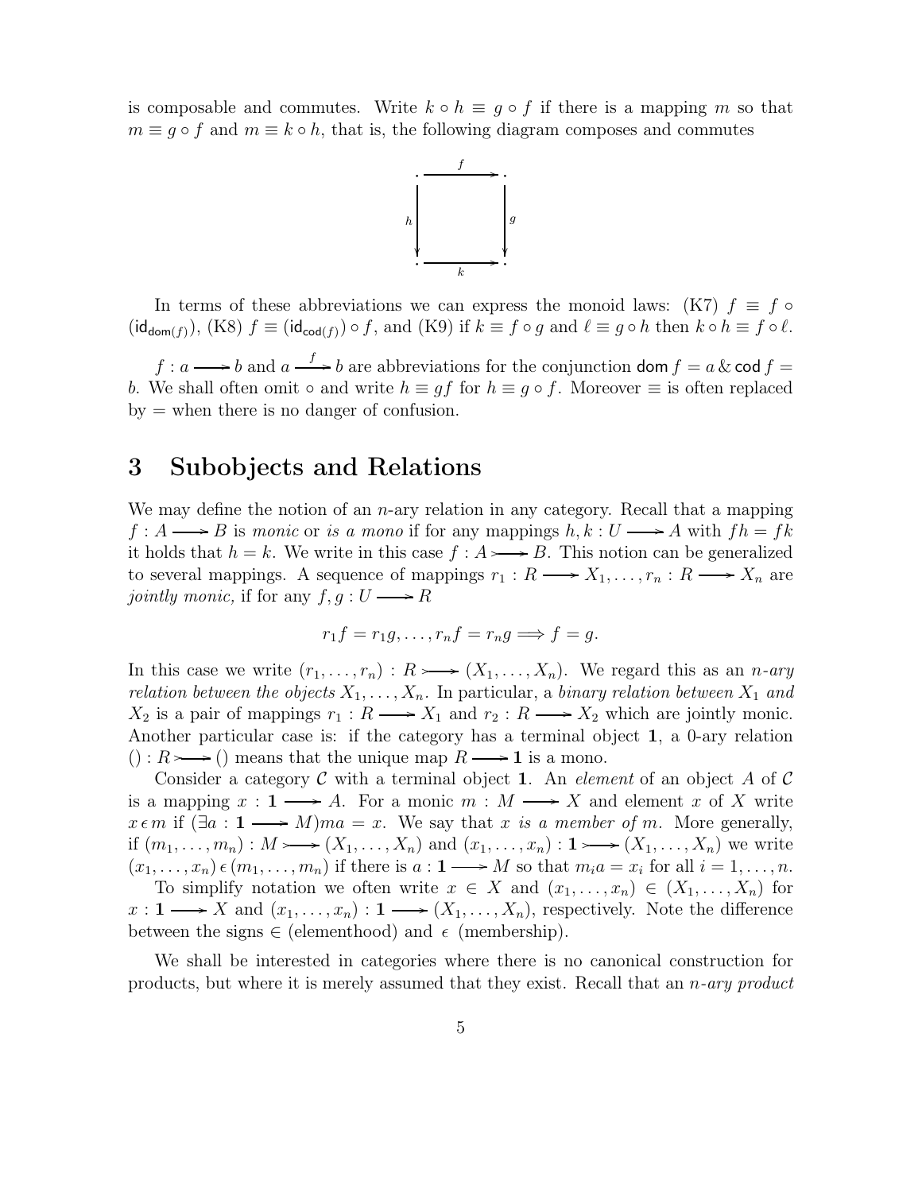is composable and commutes. Write $k \circ h \equiv g \circ f$ if there is a mapping $m$ so that $m \equiv g \circ f$ and $m \equiv k \circ h$, that is, the following diagram composes and commutes

$$\begin{array}{ccc} \cdot & \xrightarrow{f} & \cdot \\ {\scriptstyle h}\big\downarrow & & \big\downarrow{\scriptstyle g} \\ \cdot & \xrightarrow[k]{} & \cdot \end{array}$$

In terms of these abbreviations we can express the monoid laws: (K7) $f \equiv f \circ (\mathsf{id}_{\mathsf{dom}(f)})$, (K8) $f \equiv (\mathsf{id}_{\mathsf{cod}(f)}) \circ f$, and (K9) if $k \equiv f \circ g$ and $\ell \equiv g \circ h$ then $k \circ h \equiv f \circ \ell$.

$f : a \longrightarrow b$ and $a \xrightarrow{f} b$ are abbreviations for the conjunction $\mathsf{dom}\, f = a \,\&\, \mathsf{cod}\, f = b$. We shall often omit $\circ$ and write $h \equiv gf$ for $h \equiv g \circ f$. Moreover $\equiv$ is often replaced by $=$ when there is no danger of confusion.

# 3 Subobjects and Relations

We may define the notion of an $n$-ary relation in any category. Recall that a mapping $f : A \longrightarrow B$ is *monic* or *is a mono* if for any mappings $h, k : U \longrightarrow A$ with $fh = fk$ it holds that $h = k$. We write in this case $f : A \rightarrowtail B$. This notion can be generalized to several mappings. A sequence of mappings $r_1 : R \longrightarrow X_1, \ldots, r_n : R \longrightarrow X_n$ are *jointly monic,* if for any $f, g : U \longrightarrow R$

$$r_1 f = r_1 g, \ldots, r_n f = r_n g \Longrightarrow f = g.$$

In this case we write $(r_1, \ldots, r_n) : R \rightarrowtail (X_1, \ldots, X_n)$. We regard this as an *$n$-ary relation between the objects* $X_1, \ldots, X_n$. In particular, a *binary relation between* $X_1$ *and* $X_2$ is a pair of mappings $r_1 : R \longrightarrow X_1$ and $r_2 : R \longrightarrow X_2$ which are jointly monic. Another particular case is: if the category has a terminal object $\mathbf{1}$, a 0-ary relation $() : R \rightarrowtail ()$ means that the unique map $R \longrightarrow \mathbf{1}$ is a mono.

Consider a category $\mathcal{C}$ with a terminal object $\mathbf{1}$. An *element* of an object $A$ of $\mathcal{C}$ is a mapping $x : \mathbf{1} \longrightarrow A$. For a monic $m : M \longrightarrow X$ and element $x$ of $X$ write $x \,\epsilon\, m$ if $(\exists a : \mathbf{1} \longrightarrow M) ma = x$. We say that *$x$ is a member of $m$*. More generally, if $(m_1, \ldots, m_n) : M \rightarrowtail (X_1, \ldots, X_n)$ and $(x_1, \ldots, x_n) : \mathbf{1} \rightarrowtail (X_1, \ldots, X_n)$ we write $(x_1, \ldots, x_n) \,\epsilon\, (m_1, \ldots, m_n)$ if there is $a : \mathbf{1} \longrightarrow M$ so that $m_i a = x_i$ for all $i = 1, \ldots, n$.

To simplify notation we often write $x \in X$ and $(x_1, \ldots, x_n) \in (X_1, \ldots, X_n)$ for $x : \mathbf{1} \longrightarrow X$ and $(x_1, \ldots, x_n) : \mathbf{1} \longrightarrow (X_1, \ldots, X_n)$, respectively. Note the difference between the signs $\in$ (elementhood) and $\epsilon$ (membership).

We shall be interested in categories where there is no canonical construction for products, but where it is merely assumed that they exist. Recall that an *$n$-ary product*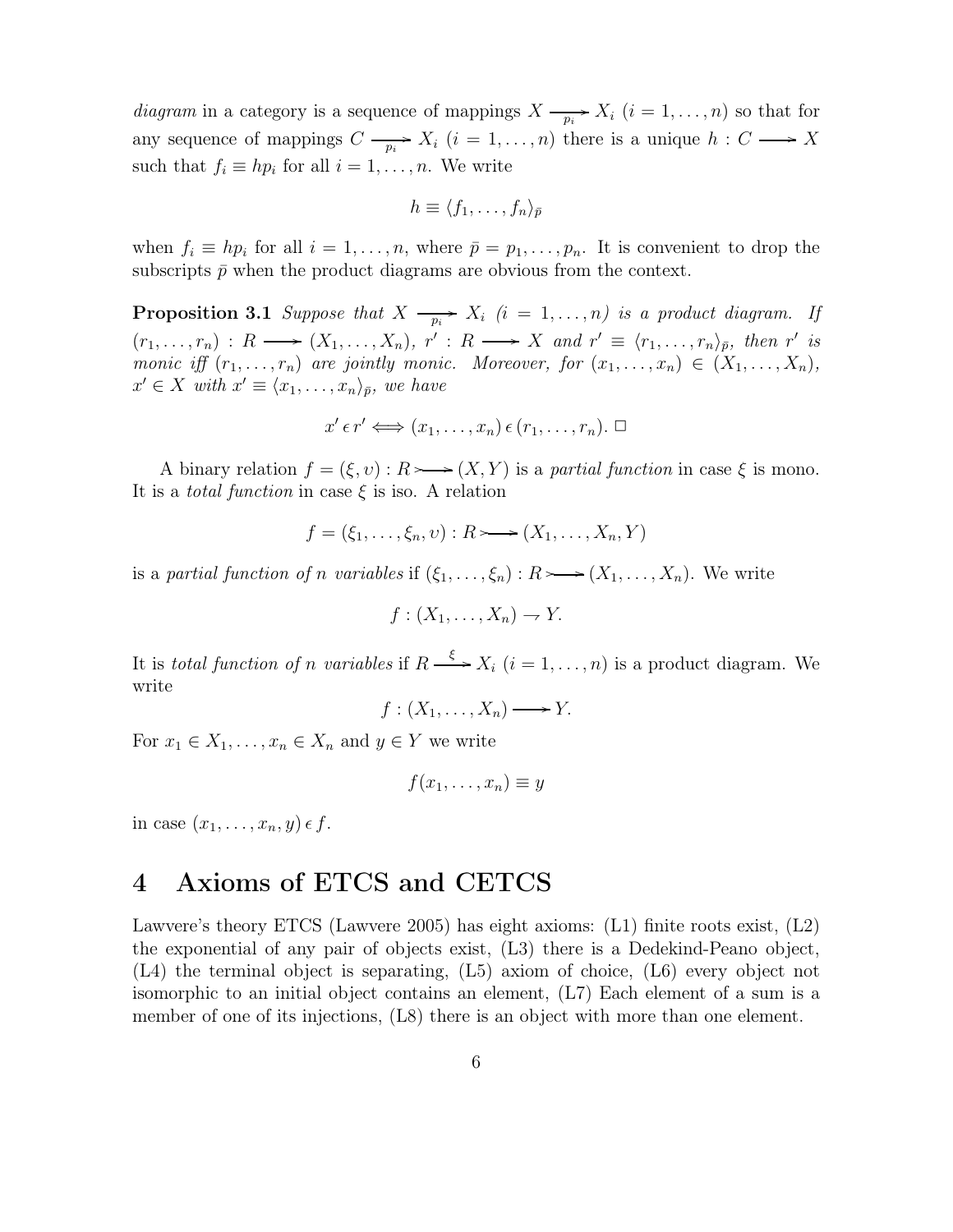*diagram* in a category is a sequence of mappings $X \xrightarrow[p_i]{} X_i$ $(i = 1, \ldots, n)$ so that for any sequence of mappings $C \xrightarrow[p_i]{} X_i$ $(i = 1, \ldots, n)$ there is a unique $h : C \longrightarrow X$ such that $f_i \equiv hp_i$ for all $i = 1, \ldots, n$. We write

$$h \equiv \langle f_1, \ldots, f_n \rangle_{\bar{p}}$$

when $f_i \equiv hp_i$ for all $i = 1, \ldots, n$, where $\bar{p} = p_1, \ldots, p_n$. It is convenient to drop the subscripts $\bar{p}$ when the product diagrams are obvious from the context.

**Proposition 3.1** *Suppose that* $X \xrightarrow[p_i]{} X_i$ $(i = 1, \ldots, n)$ *is a product diagram. If* $(r_1, \ldots, r_n) : R \longrightarrow (X_1, \ldots, X_n)$, $r' : R \longrightarrow X$ *and* $r' \equiv \langle r_1, \ldots, r_n \rangle_{\bar{p}}$, *then* $r'$ *is monic iff* $(r_1, \ldots, r_n)$ *are jointly monic. Moreover, for* $(x_1, \ldots, x_n) \in (X_1, \ldots, X_n)$, $x' \in X$ *with* $x' \equiv \langle x_1, \ldots, x_n \rangle_{\bar{p}}$, *we have*

$$x' \,\epsilon\, r' \Longleftrightarrow (x_1, \ldots, x_n) \,\epsilon\, (r_1, \ldots, r_n). \ \Box$$

A binary relation $f = (\xi, \upsilon) : R \rightarrowtail (X, Y)$ is a *partial function* in case $\xi$ is mono. It is a *total function* in case $\xi$ is iso. A relation

$$f = (\xi_1, \ldots, \xi_n, \upsilon) : R \rightarrowtail (X_1, \ldots, X_n, Y)$$

is a *partial function of n variables* if $(\xi_1, \ldots, \xi_n) : R \rightarrowtail (X_1, \ldots, X_n)$. We write

$$f : (X_1, \ldots, X_n) \rightharpoondown Y.$$

It is *total function of n variables* if $R \xrightarrow{\xi} X_i$ $(i = 1, \ldots, n)$ is a product diagram. We write

$$f : (X_1, \ldots, X_n) \longrightarrow Y.$$

For $x_1 \in X_1, \ldots, x_n \in X_n$ and $y \in Y$ we write

$$f(x_1, \ldots, x_n) \equiv y$$

in case $(x_1, \ldots, x_n, y) \,\epsilon\, f$.

# 4 Axioms of ETCS and CETCS

Lawvere's theory ETCS (Lawvere 2005) has eight axioms: (L1) finite roots exist, (L2) the exponential of any pair of objects exist, (L3) there is a Dedekind-Peano object, (L4) the terminal object is separating, (L5) axiom of choice, (L6) every object not isomorphic to an initial object contains an element, (L7) Each element of a sum is a member of one of its injections, (L8) there is an object with more than one element.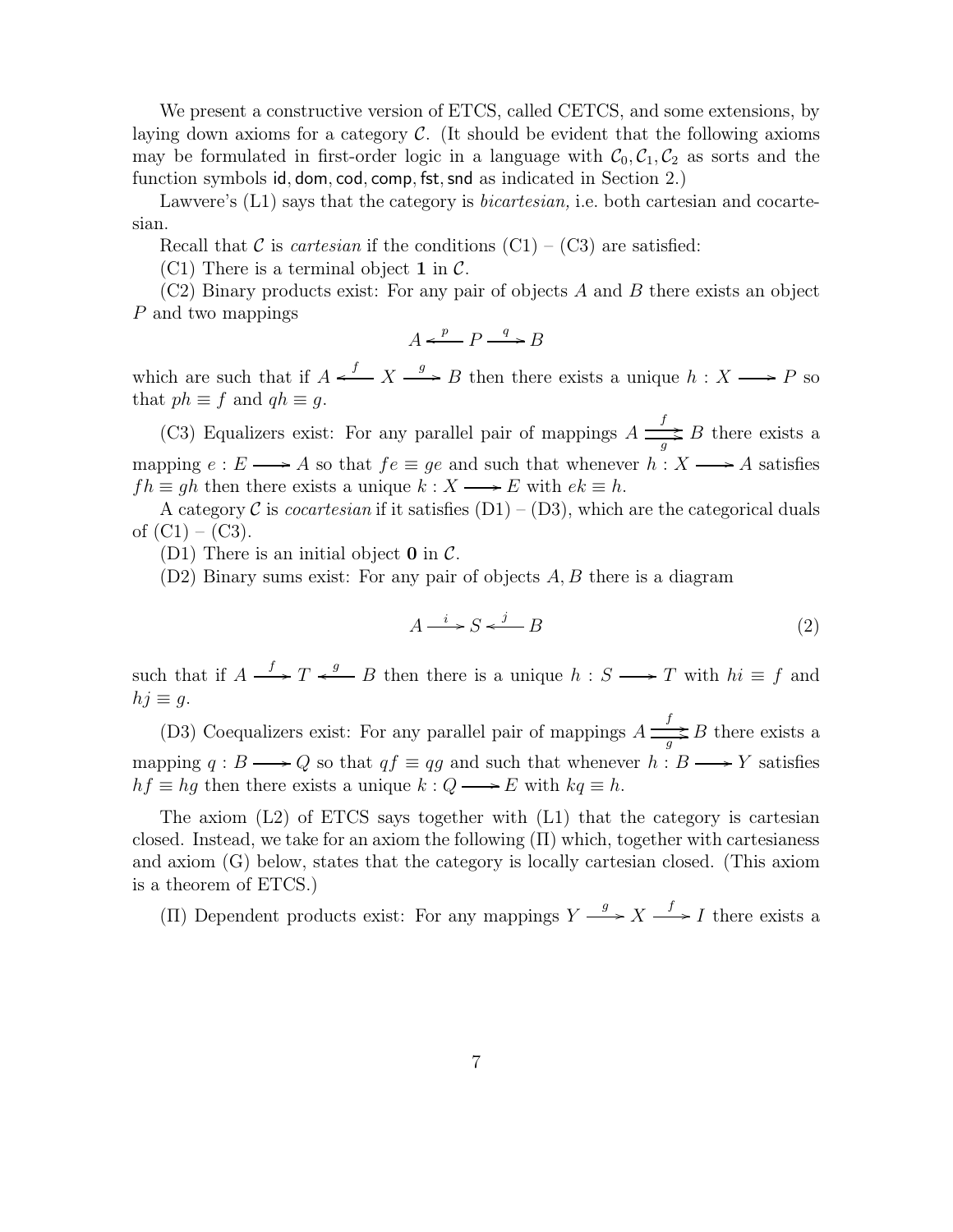We present a constructive version of ETCS, called CETCS, and some extensions, by laying down axioms for a category $\mathcal{C}$. (It should be evident that the following axioms may be formulated in first-order logic in a language with $\mathcal{C}_0, \mathcal{C}_1, \mathcal{C}_2$ as sorts and the function symbols $\mathsf{id}, \mathsf{dom}, \mathsf{cod}, \mathsf{comp}, \mathsf{fst}, \mathsf{snd}$ as indicated in Section 2.)

Lawvere's (L1) says that the category is *bicartesian,* i.e. both cartesian and cocartesian.

Recall that $\mathcal{C}$ is *cartesian* if the conditions (C1) – (C3) are satisfied:

(C1) There is a terminal object $\mathbf{1}$ in $\mathcal{C}$.

(C2) Binary products exist: For any pair of objects $A$ and $B$ there exists an object $P$ and two mappings

$$A \xleftarrow{\ p\ } P \xrightarrow{\ q\ } B$$

which are such that if $A \xleftarrow{\ f\ } X \xrightarrow{\ g\ } B$ then there exists a unique $h : X \longrightarrow P$ so that $ph \equiv f$ and $qh \equiv g$.

(C3) Equalizers exist: For any parallel pair of mappings $A \overset{f}{\underset{g}{\rightrightarrows}} B$ there exists a mapping $e : E \longrightarrow A$ so that $fe \equiv ge$ and such that whenever $h : X \longrightarrow A$ satisfies $fh \equiv gh$ then there exists a unique $k : X \longrightarrow E$ with $ek \equiv h$.

A category $\mathcal{C}$ is *cocartesian* if it satisfies (D1) – (D3), which are the categorical duals of (C1) – (C3).

(D1) There is an initial object $\mathbf{0}$ in $\mathcal{C}$.

(D2) Binary sums exist: For any pair of objects $A, B$ there is a diagram

$$A \xrightarrow{\ i\ } S \xleftarrow{\ j\ } B \tag{2}$$

such that if $A \xrightarrow{\ f\ } T \xleftarrow{\ g\ } B$ then there is a unique $h : S \longrightarrow T$ with $hi \equiv f$ and $hj \equiv g$.

(D3) Coequalizers exist: For any parallel pair of mappings $A \overset{f}{\underset{g}{\rightrightarrows}} B$ there exists a mapping $q : B \longrightarrow Q$ so that $qf \equiv qg$ and such that whenever $h : B \longrightarrow Y$ satisfies $hf \equiv hg$ then there exists a unique $k : Q \longrightarrow E$ with $kq \equiv h$.

The axiom (L2) of ETCS says together with (L1) that the category is cartesian closed. Instead, we take for an axiom the following (Π) which, together with cartesianess and axiom (G) below, states that the category is locally cartesian closed. (This axiom is a theorem of ETCS.)

(Π) Dependent products exist: For any mappings $Y \xrightarrow{\ g\ } X \xrightarrow{\ f\ } I$ there exists a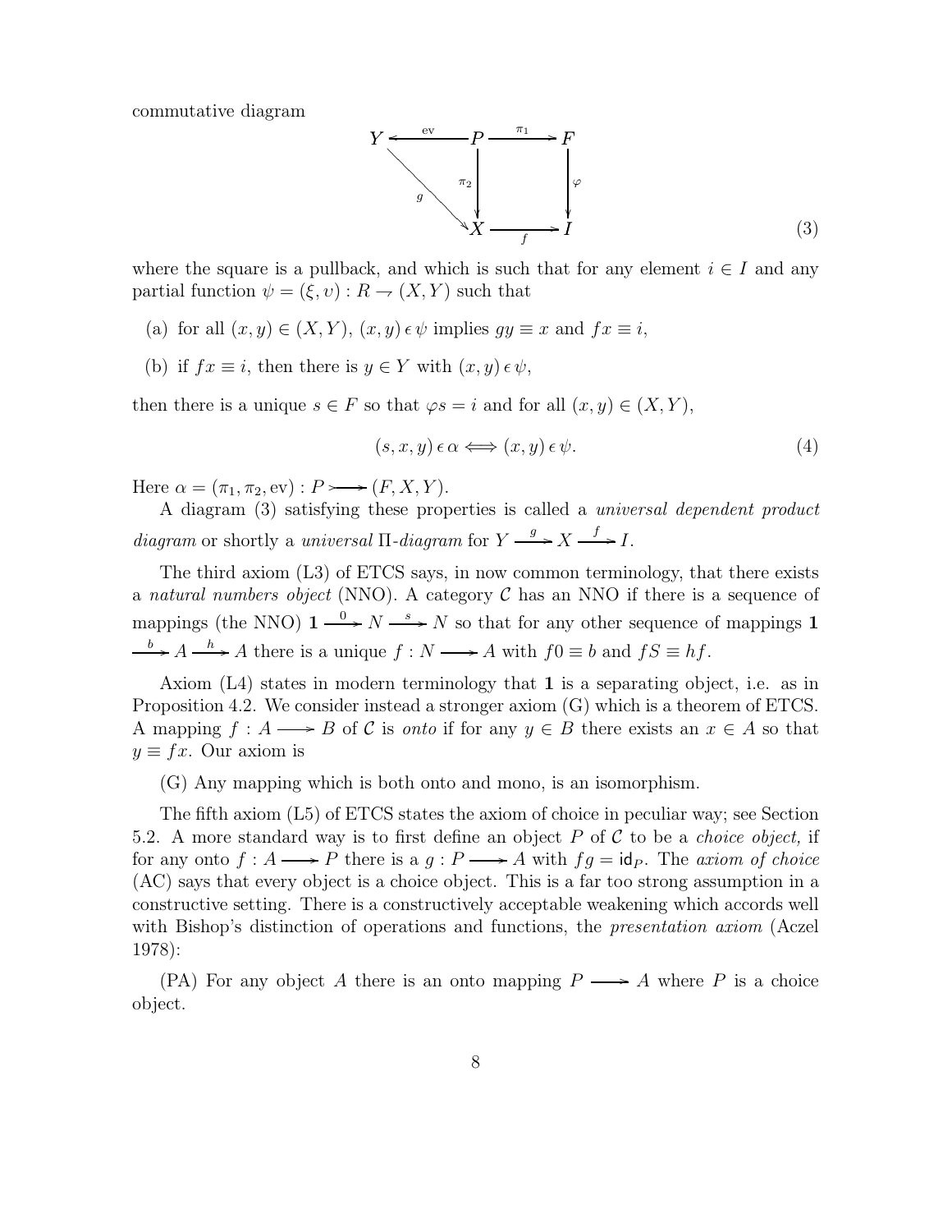commutative diagram

$$
\begin{array}{ccccc}
Y & \xleftarrow{\text{ev}} & P & \xrightarrow{\pi_1} & F \\
& \searrow^{g} & \downarrow{\scriptstyle \pi_2} & & \downarrow{\scriptstyle \varphi} \\
& & X & \xrightarrow[f]{} & I
\end{array}
\tag{3}
$$

where the square is a pullback, and which is such that for any element $i \in I$ and any partial function $\psi = (\xi, \upsilon) : R \rightharpoonup (X, Y)$ such that

(a) for all $(x, y) \in (X, Y)$, $(x, y) \,\epsilon\, \psi$ implies $gy \equiv x$ and $fx \equiv i$,

(b) if $fx \equiv i$, then there is $y \in Y$ with $(x, y) \,\epsilon\, \psi$,

then there is a unique $s \in F$ so that $\varphi s = i$ and for all $(x, y) \in (X, Y)$,

$$
(s, x, y) \,\epsilon\, \alpha \Longleftrightarrow (x, y) \,\epsilon\, \psi. \tag{4}
$$

Here $\alpha = (\pi_1, \pi_2, \text{ev}) : P \rightarrowtail (F, X, Y)$.

A diagram (3) satisfying these properties is called a *universal dependent product diagram* or shortly a *universal* $\Pi$*-diagram* for $Y \xrightarrow{g} X \xrightarrow{f} I$.

The third axiom (L3) of ETCS says, in now common terminology, that there exists a *natural numbers object* (NNO). A category $\mathcal{C}$ has an NNO if there is a sequence of mappings (the NNO) $\mathbf{1} \xrightarrow{0} N \xrightarrow{s} N$ so that for any other sequence of mappings $\mathbf{1} \xrightarrow{b} A \xrightarrow{h} A$ there is a unique $f : N \longrightarrow A$ with $f0 \equiv b$ and $fS \equiv hf$.

Axiom (L4) states in modern terminology that $\mathbf{1}$ is a separating object, i.e. as in Proposition 4.2. We consider instead a stronger axiom (G) which is a theorem of ETCS. A mapping $f : A \longrightarrow B$ of $\mathcal{C}$ is *onto* if for any $y \in B$ there exists an $x \in A$ so that $y \equiv fx$. Our axiom is

(G) Any mapping which is both onto and mono, is an isomorphism.

The fifth axiom (L5) of ETCS states the axiom of choice in peculiar way; see Section 5.2. A more standard way is to first define an object $P$ of $\mathcal{C}$ to be a *choice object,* if for any onto $f : A \longrightarrow P$ there is a $g : P \longrightarrow A$ with $fg = \mathsf{id}_P$. The *axiom of choice* (AC) says that every object is a choice object. This is a far too strong assumption in a constructive setting. There is a constructively acceptable weakening which accords well with Bishop's distinction of operations and functions, the *presentation axiom* (Aczel 1978):

(PA) For any object $A$ there is an onto mapping $P \longrightarrow A$ where $P$ is a choice object.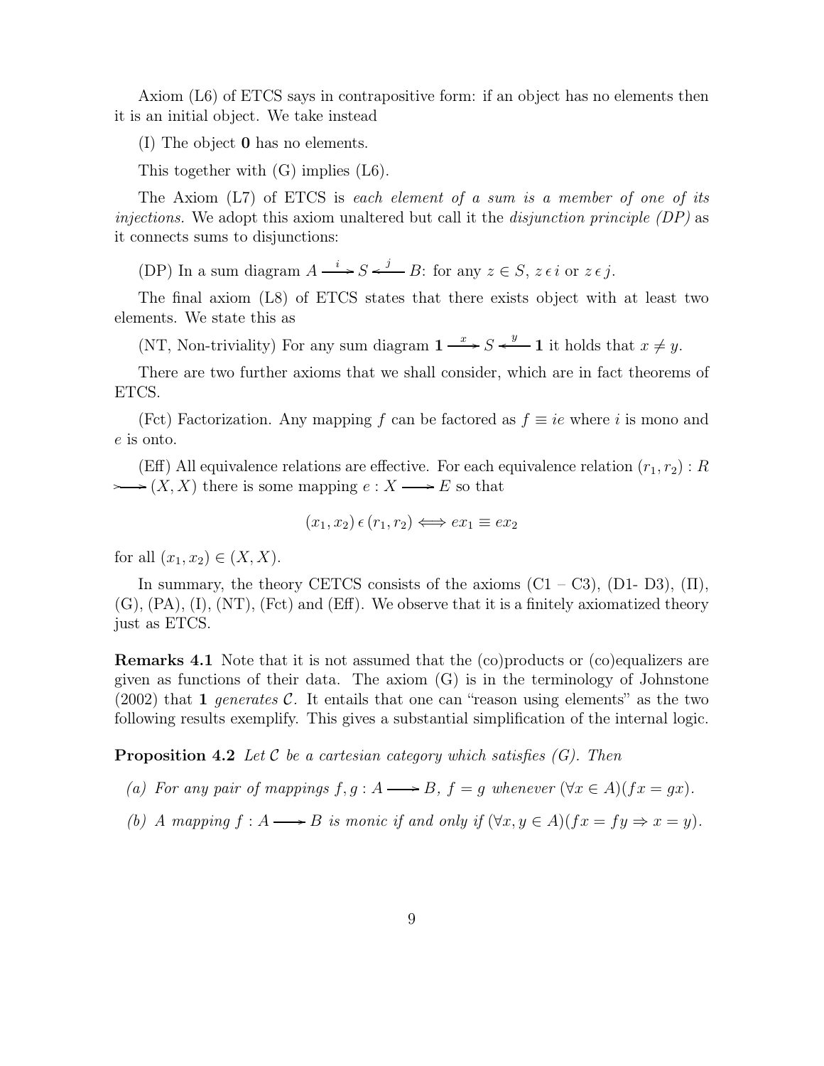Axiom (L6) of ETCS says in contrapositive form: if an object has no elements then it is an initial object. We take instead

(I) The object $\mathbf{0}$ has no elements.

This together with (G) implies (L6).

The Axiom (L7) of ETCS is *each element of a sum is a member of one of its injections.* We adopt this axiom unaltered but call it the *disjunction principle (DP)* as it connects sums to disjunctions:

(DP) In a sum diagram $A \xrightarrow{i} S \xleftarrow{j} B$: for any $z \in S$, $z \,\epsilon\, i$ or $z \,\epsilon\, j$.

The final axiom (L8) of ETCS states that there exists object with at least two elements. We state this as

(NT, Non-triviality) For any sum diagram $\mathbf{1} \xrightarrow{x} S \xleftarrow{y} \mathbf{1}$ it holds that $x \neq y$.

There are two further axioms that we shall consider, which are in fact theorems of ETCS.

(Fct) Factorization. Any mapping $f$ can be factored as $f \equiv ie$ where $i$ is mono and $e$ is onto.

(Eff) All equivalence relations are effective. For each equivalence relation $(r_1, r_2) : R \rightarrowtail (X, X)$ there is some mapping $e : X \longrightarrow E$ so that

$$(x_1, x_2) \,\epsilon\, (r_1, r_2) \Longleftrightarrow ex_1 \equiv ex_2$$

for all $(x_1, x_2) \in (X, X)$.

In summary, the theory CETCS consists of the axioms (C1 – C3), (D1- D3), ($\Pi$), (G), (PA), (I), (NT), (Fct) and (Eff). We observe that it is a finitely axiomatized theory just as ETCS.

**Remarks 4.1** Note that it is not assumed that the (co)products or (co)equalizers are given as functions of their data. The axiom (G) is in the terminology of Johnstone (2002) that $\mathbf{1}$ *generates* $\mathcal{C}$. It entails that one can "reason using elements" as the two following results exemplify. This gives a substantial simplification of the internal logic.

**Proposition 4.2** *Let $\mathcal{C}$ be a cartesian category which satisfies (G). Then*

*(a) For any pair of mappings $f, g : A \longrightarrow B$, $f = g$ whenever $(\forall x \in A)(fx = gx)$.*

*(b) A mapping $f : A \longrightarrow B$ is monic if and only if $(\forall x, y \in A)(fx = fy \Rightarrow x = y)$.*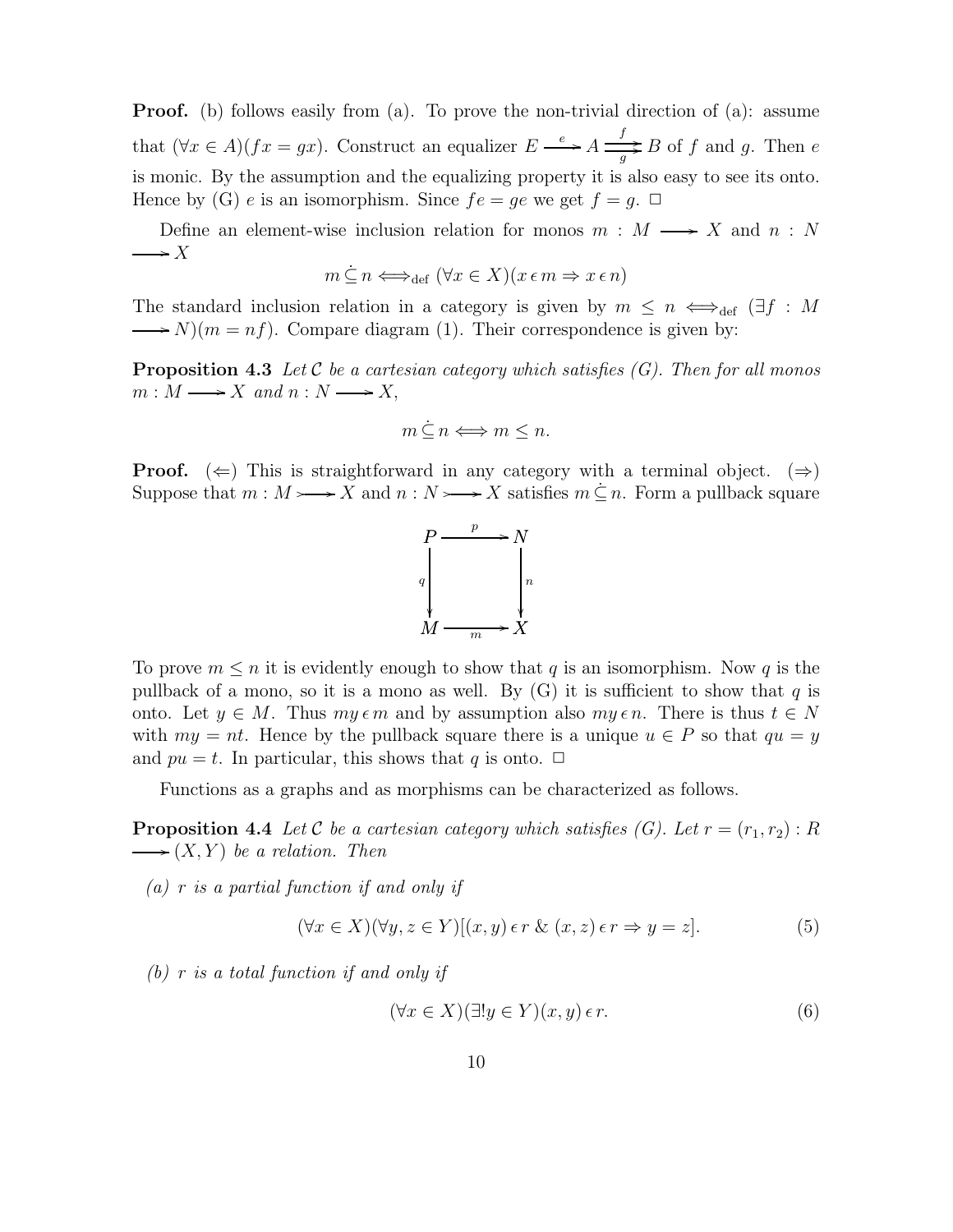**Proof.** (b) follows easily from (a). To prove the non-trivial direction of (a): assume that $(\forall x \in A)(fx = gx)$. Construct an equalizer $E \xrightarrow{e} A \overset{f}{\underset{g}{\rightrightarrows}} B$ of $f$ and $g$. Then $e$ is monic. By the assumption and the equalizing property it is also easy to see its onto. Hence by (G) $e$ is an isomorphism. Since $fe = ge$ we get $f = g$. $\Box$

Define an element-wise inclusion relation for monos $m : M \longrightarrow X$ and $n : N \longrightarrow X$

$$m \dot{\subseteq} n \Longleftrightarrow_{\text{def}} (\forall x \in X)(x \,\epsilon\, m \Rightarrow x \,\epsilon\, n)$$

The standard inclusion relation in a category is given by $m \leq n \Longleftrightarrow_{\text{def}} (\exists f : M \longrightarrow N)(m = nf)$. Compare diagram (1). Their correspondence is given by:

**Proposition 4.3** *Let $\mathcal{C}$ be a cartesian category which satisfies (G). Then for all monos $m : M \longrightarrow X$ and $n : N \longrightarrow X$,*

$$m \dot{\subseteq} n \Longleftrightarrow m \leq n.$$

**Proof.** $(\Leftarrow)$ This is straightforward in any category with a terminal object. $(\Rightarrow)$ Suppose that $m : M \rightarrowtail X$ and $n : N \rightarrowtail X$ satisfies $m \dot{\subseteq} n$. Form a pullback square

$$\begin{array}{ccc} P & \xrightarrow{p} & N \\ {\scriptstyle q}\downarrow & & \downarrow{\scriptstyle n} \\ M & \xrightarrow[m]{} & X \end{array}$$

To prove $m \leq n$ it is evidently enough to show that $q$ is an isomorphism. Now $q$ is the pullback of a mono, so it is a mono as well. By (G) it is sufficient to show that $q$ is onto. Let $y \in M$. Thus $my \,\epsilon\, m$ and by assumption also $my \,\epsilon\, n$. There is thus $t \in N$ with $my = nt$. Hence by the pullback square there is a unique $u \in P$ so that $qu = y$ and $pu = t$. In particular, this shows that $q$ is onto. $\Box$

Functions as a graphs and as morphisms can be characterized as follows.

**Proposition 4.4** *Let $\mathcal{C}$ be a cartesian category which satisfies (G). Let $r = (r_1, r_2) : R \longrightarrow (X, Y)$ be a relation. Then*

*(a) $r$ is a partial function if and only if*

$$(\forall x \in X)(\forall y, z \in Y)[(x, y) \,\epsilon\, r \;\&\; (x, z) \,\epsilon\, r \Rightarrow y = z]. \tag{5}$$

*(b) $r$ is a total function if and only if*

$$(\forall x \in X)(\exists! y \in Y)(x, y) \,\epsilon\, r. \tag{6}$$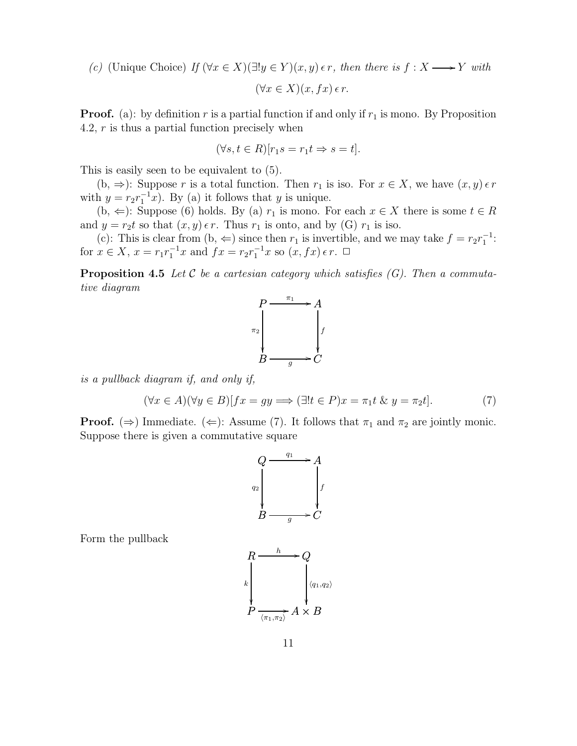*(c)* (Unique Choice) *If* $(\forall x \in X)(\exists! y \in Y)(x,y) \,\epsilon\, r$*, then there is* $f : X \longrightarrow Y$ *with*

$$(\forall x \in X)(x, fx) \,\epsilon\, r.$$

**Proof.** (a): by definition $r$ is a partial function if and only if $r_1$ is mono. By Proposition 4.2, $r$ is thus a partial function precisely when

$$(\forall s, t \in R)[r_1 s = r_1 t \Rightarrow s = t].$$

This is easily seen to be equivalent to (5).

(b, $\Rightarrow$): Suppose $r$ is a total function. Then $r_1$ is iso. For $x \in X$, we have $(x,y) \,\epsilon\, r$ with $y = r_2 r_1^{-1} x)$. By (a) it follows that $y$ is unique.

(b, $\Leftarrow$): Suppose (6) holds. By (a) $r_1$ is mono. For each $x \in X$ there is some $t \in R$ and $y = r_2 t$ so that $(x,y) \,\epsilon\, r$. Thus $r_1$ is onto, and by (G) $r_1$ is iso.

(c): This is clear from (b, $\Leftarrow$) since then $r_1$ is invertible, and we may take $f = r_2 r_1^{-1}$: for $x \in X$, $x = r_1 r_1^{-1} x$ and $fx = r_2 r_1^{-1} x$ so $(x, fx) \,\epsilon\, r$. $\Box$

**Proposition 4.5** *Let* $\mathcal{C}$ *be a cartesian category which satisfies (G). Then a commutative diagram*

$$\begin{array}{ccc} P & \xrightarrow{\pi_1} & A \\ {\scriptstyle \pi_2}\downarrow & & \downarrow{\scriptstyle f} \\ B & \xrightarrow[g]{} & C \end{array}$$

*is a pullback diagram if, and only if,*

$$(\forall x \in A)(\forall y \in B)[fx = gy \Longrightarrow (\exists! t \in P) x = \pi_1 t \;\&\; y = \pi_2 t]. \tag{7}$$

**Proof.** ($\Rightarrow$) Immediate. ($\Leftarrow$): Assume (7). It follows that $\pi_1$ and $\pi_2$ are jointly monic. Suppose there is given a commutative square

$$\begin{array}{ccc} Q & \xrightarrow{q_1} & A \\ {\scriptstyle q_2}\downarrow & & \downarrow{\scriptstyle f} \\ B & \xrightarrow[g]{} & C \end{array}$$

Form the pullback

$$\begin{array}{ccc} R & \xrightarrow{h} & Q \\ {\scriptstyle k}\downarrow & & \downarrow{\scriptstyle \langle q_1, q_2 \rangle} \\ P & \xrightarrow[\langle \pi_1, \pi_2 \rangle]{} & A \times B \end{array}$$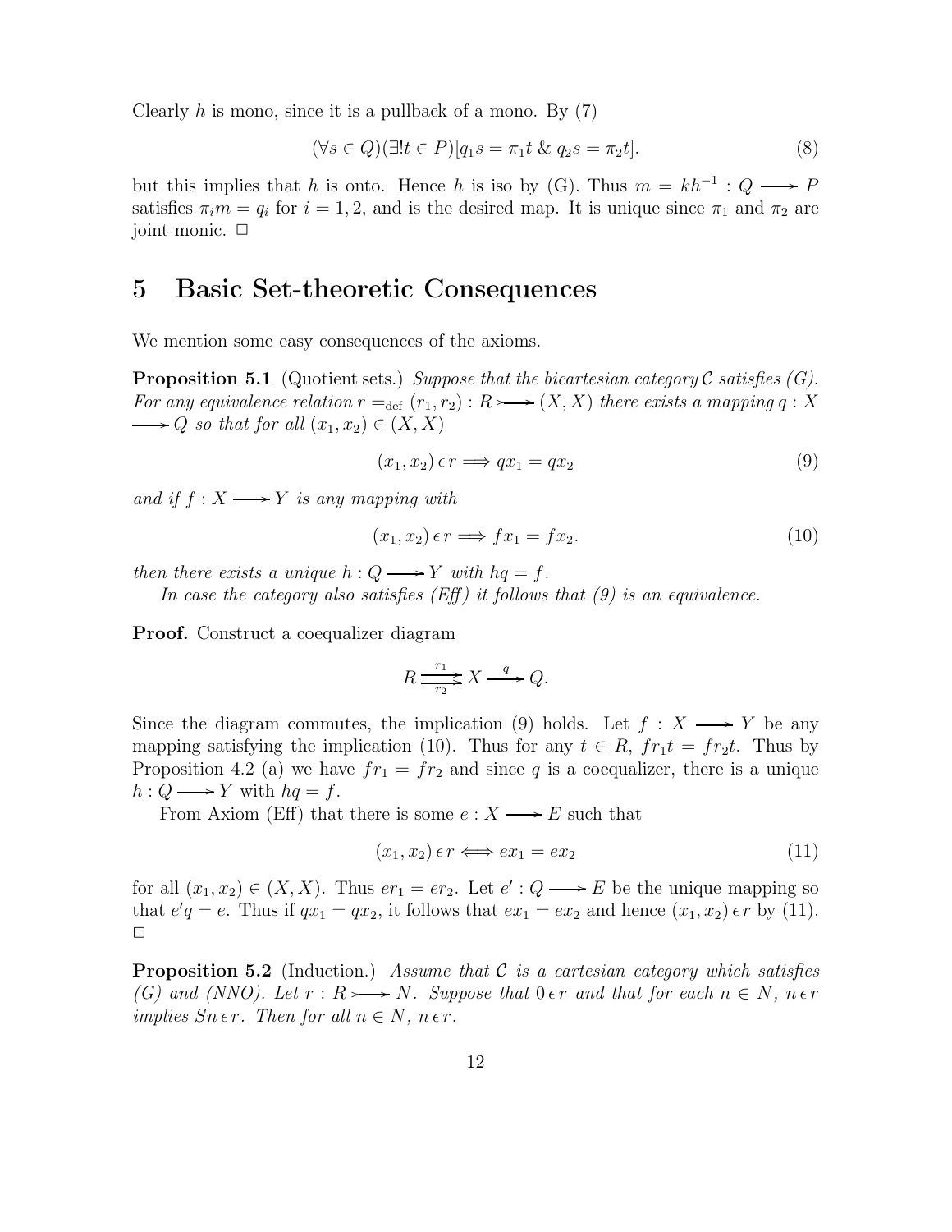Clearly $h$ is mono, since it is a pullback of a mono. By (7)

$$(\forall s \in Q)(\exists! t \in P)[q_1 s = \pi_1 t \ \& \ q_2 s = \pi_2 t]. \tag{8}$$

but this implies that $h$ is onto. Hence $h$ is iso by (G). Thus $m = kh^{-1} : Q \longrightarrow P$ satisfies $\pi_i m = q_i$ for $i = 1, 2$, and is the desired map. It is unique since $\pi_1$ and $\pi_2$ are joint monic. $\square$

## 5 Basic Set-theoretic Consequences

We mention some easy consequences of the axioms.

**Proposition 5.1** (Quotient sets.) *Suppose that the bicartesian category $\mathcal{C}$ satisfies (G). For any equivalence relation $r =_{\text{def}} (r_1, r_2) : R \rightarrowtail (X, X)$ there exists a mapping $q : X \longrightarrow Q$ so that for all $(x_1, x_2) \in (X, X)$*

$$(x_1, x_2) \,\epsilon\, r \Longrightarrow qx_1 = qx_2 \tag{9}$$

*and if $f : X \longrightarrow Y$ is any mapping with*

$$(x_1, x_2) \,\epsilon\, r \Longrightarrow fx_1 = fx_2. \tag{10}$$

*then there exists a unique $h : Q \longrightarrow Y$ with $hq = f$.*

*In case the category also satisfies (Eff) it follows that (9) is an equivalence.*

**Proof.** Construct a coequalizer diagram

$$R \underset{r_2}{\overset{r_1}{\rightrightarrows}} X \xrightarrow{\ q\ } Q.$$

Since the diagram commutes, the implication (9) holds. Let $f : X \longrightarrow Y$ be any mapping satisfying the implication (10). Thus for any $t \in R$, $fr_1 t = fr_2 t$. Thus by Proposition 4.2 (a) we have $fr_1 = fr_2$ and since $q$ is a coequalizer, there is a unique $h : Q \longrightarrow Y$ with $hq = f$.

From Axiom (Eff) that there is some $e : X \longrightarrow E$ such that

$$(x_1, x_2) \,\epsilon\, r \Longleftrightarrow ex_1 = ex_2 \tag{11}$$

for all $(x_1, x_2) \in (X, X)$. Thus $er_1 = er_2$. Let $e' : Q \longrightarrow E$ be the unique mapping so that $e'q = e$. Thus if $qx_1 = qx_2$, it follows that $ex_1 = ex_2$ and hence $(x_1, x_2) \,\epsilon\, r$ by (11). $\square$

**Proposition 5.2** (Induction.) *Assume that $\mathcal{C}$ is a cartesian category which satisfies (G) and (NNO). Let $r : R \rightarrowtail N$. Suppose that $0 \,\epsilon\, r$ and that for each $n \in N$, $n \,\epsilon\, r$ implies $Sn \,\epsilon\, r$. Then for all $n \in N$, $n \,\epsilon\, r$.*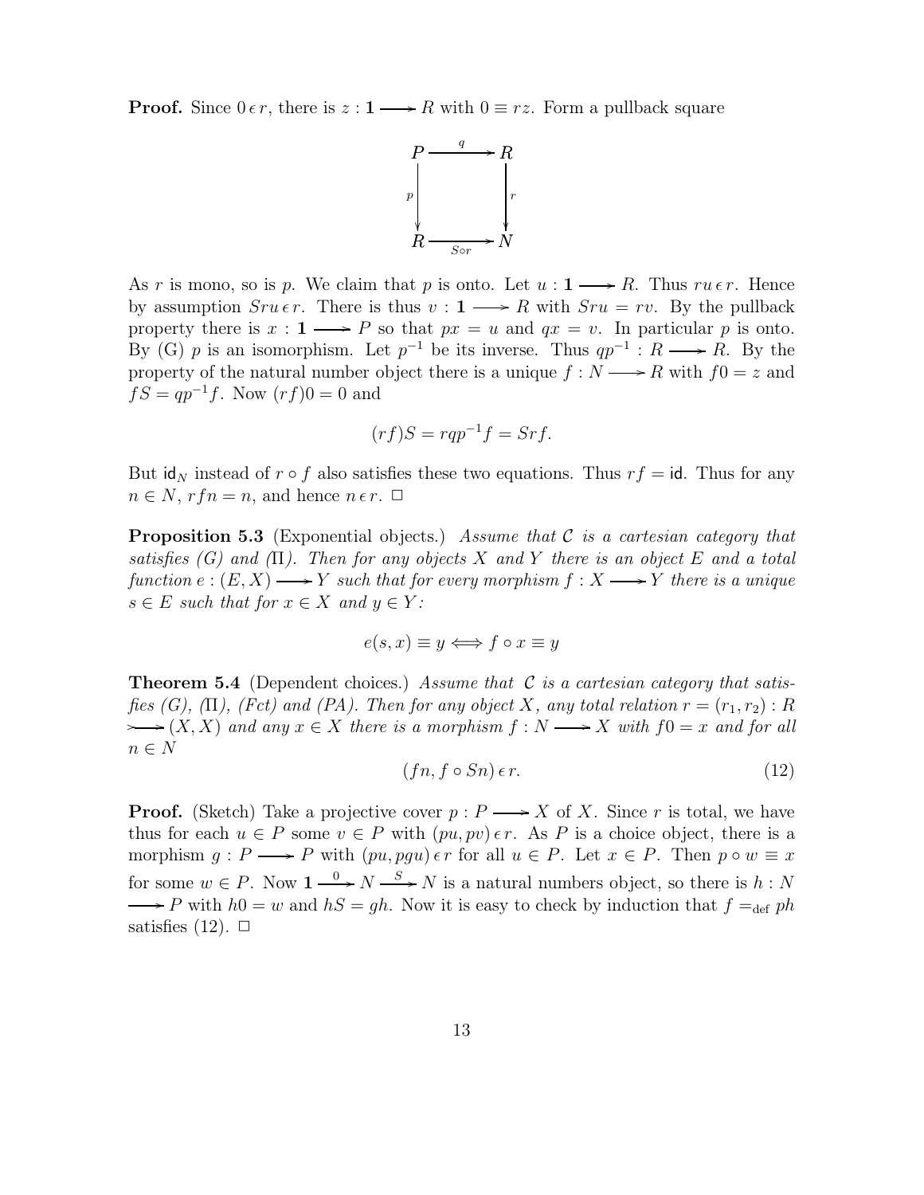**Proof.** Since $0 \,\epsilon\, r$, there is $z : \mathbf{1} \longrightarrow R$ with $0 \equiv rz$. Form a pullback square

$$\begin{array}{ccc} P & \xrightarrow{q} & R \\ {\scriptstyle p}\downarrow & & \downarrow{\scriptstyle r} \\ R & \xrightarrow[S \circ r]{} & N \end{array}$$

As $r$ is mono, so is $p$. We claim that $p$ is onto. Let $u : \mathbf{1} \longrightarrow R$. Thus $ru \,\epsilon\, r$. Hence by assumption $Sru \,\epsilon\, r$. There is thus $v : \mathbf{1} \longrightarrow R$ with $Sru = rv$. By the pullback property there is $x : \mathbf{1} \longrightarrow P$ so that $px = u$ and $qx = v$. In particular $p$ is onto. By (G) $p$ is an isomorphism. Let $p^{-1}$ be its inverse. Thus $qp^{-1} : R \longrightarrow R$. By the property of the natural number object there is a unique $f : N \longrightarrow R$ with $f0 = z$ and $fS = qp^{-1}f$. Now $(rf)0 = 0$ and

$$(rf)S = rqp^{-1}f = Srf.$$

But $\mathsf{id}_N$ instead of $r \circ f$ also satisfies these two equations. Thus $rf = \mathsf{id}$. Thus for any $n \in N$, $rfn = n$, and hence $n \,\epsilon\, r$. $\Box$

**Proposition 5.3** (Exponential objects.) *Assume that $\mathcal{C}$ is a cartesian category that satisfies (G) and ($\Pi$). Then for any objects $X$ and $Y$ there is an object $E$ and a total function $e : (E, X) \longrightarrow Y$ such that for every morphism $f : X \longrightarrow Y$ there is a unique $s \in E$ such that for $x \in X$ and $y \in Y$:*

$$e(s, x) \equiv y \Longleftrightarrow f \circ x \equiv y$$

**Theorem 5.4** (Dependent choices.) *Assume that $\mathcal{C}$ is a cartesian category that satisfies (G), ($\Pi$), (Fct) and (PA). Then for any object $X$, any total relation $r = (r_1, r_2) : R \rightarrowtail (X, X)$ and any $x \in X$ there is a morphism $f : N \longrightarrow X$ with $f0 = x$ and for all $n \in N$*

$$(fn, f \circ Sn) \,\epsilon\, r. \tag{12}$$

**Proof.** (Sketch) Take a projective cover $p : P \longrightarrow X$ of $X$. Since $r$ is total, we have thus for each $u \in P$ some $v \in P$ with $(pu, pv) \,\epsilon\, r$. As $P$ is a choice object, there is a morphism $g : P \longrightarrow P$ with $(pu, pgu) \,\epsilon\, r$ for all $u \in P$. Let $x \in P$. Then $p \circ w \equiv x$ for some $w \in P$. Now $\mathbf{1} \xrightarrow{0} N \xrightarrow{S} N$ is a natural numbers object, so there is $h : N \longrightarrow P$ with $h0 = w$ and $hS = gh$. Now it is easy to check by induction that $f =_{\text{def}} ph$ satisfies (12). $\Box$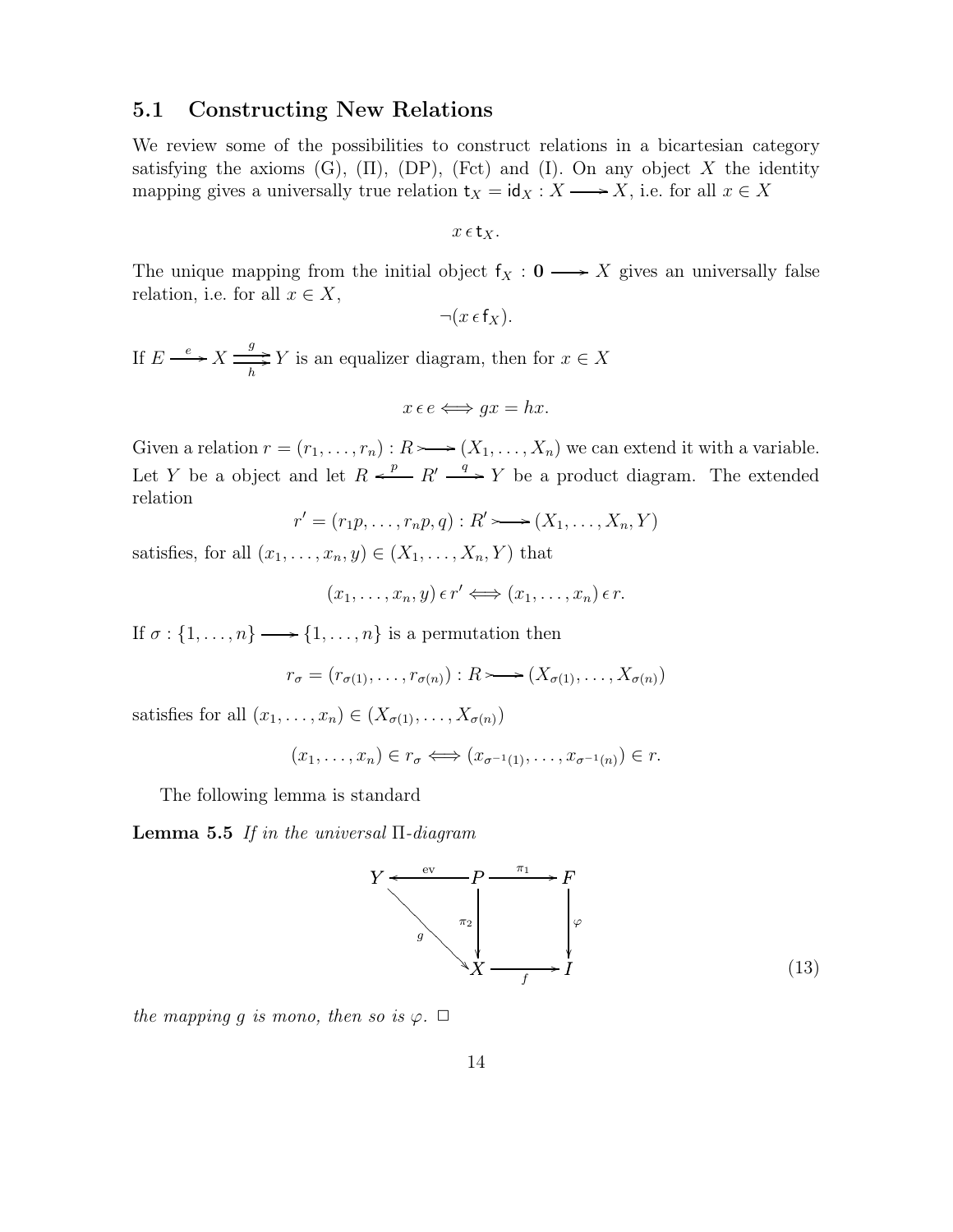## 5.1 Constructing New Relations

We review some of the possibilities to construct relations in a bicartesian category satisfying the axioms (G), (Π), (DP), (Fct) and (I). On any object $X$ the identity mapping gives a universally true relation $\mathsf{t}_X = \mathsf{id}_X : X \longrightarrow X$, i.e. for all $x \in X$

$$x \,\epsilon\, \mathsf{t}_X.$$

The unique mapping from the initial object $\mathsf{f}_X : \mathbf{0} \longrightarrow X$ gives an universally false relation, i.e. for all $x \in X$,

$$\neg(x \,\epsilon\, \mathsf{f}_X).$$

If $E \xrightarrow{e} X \overset{g}{\underset{h}{\rightrightarrows}} Y$ is an equalizer diagram, then for $x \in X$

$$x \,\epsilon\, e \Longleftrightarrow gx = hx.$$

Given a relation $r = (r_1, \ldots, r_n) : R \rightarrowtail (X_1, \ldots, X_n)$ we can extend it with a variable. Let $Y$ be a object and let $R \xleftarrow{p} R' \xrightarrow{q} Y$ be a product diagram. The extended relation

$$r' = (r_1 p, \ldots, r_n p, q) : R' \rightarrowtail (X_1, \ldots, X_n, Y)$$

satisfies, for all $(x_1, \ldots, x_n, y) \in (X_1, \ldots, X_n, Y)$ that

$$(x_1, \ldots, x_n, y) \,\epsilon\, r' \Longleftrightarrow (x_1, \ldots, x_n) \,\epsilon\, r.$$

If $\sigma : \{1, \ldots, n\} \longrightarrow \{1, \ldots, n\}$ is a permutation then

$$r_\sigma = (r_{\sigma(1)}, \ldots, r_{\sigma(n)}) : R \rightarrowtail (X_{\sigma(1)}, \ldots, X_{\sigma(n)})$$

satisfies for all $(x_1, \ldots, x_n) \in (X_{\sigma(1)}, \ldots, X_{\sigma(n)})$

$$(x_1, \ldots, x_n) \in r_\sigma \Longleftrightarrow (x_{\sigma^{-1}(1)}, \ldots, x_{\sigma^{-1}(n)}) \in r.$$

The following lemma is standard

**Lemma 5.5** *If in the universal* $\Pi$*-diagram*

$$\begin{array}{ccccc} Y & \xleftarrow{\text{ev}} & P & \xrightarrow{\pi_1} & F \\ & \searrow^{g} & \downarrow{\scriptstyle \pi_2} & & \downarrow{\scriptstyle \varphi} \\ & & X & \xrightarrow[f]{} & I \end{array} \tag{13}$$

*the mapping $g$ is mono, then so is $\varphi$.* □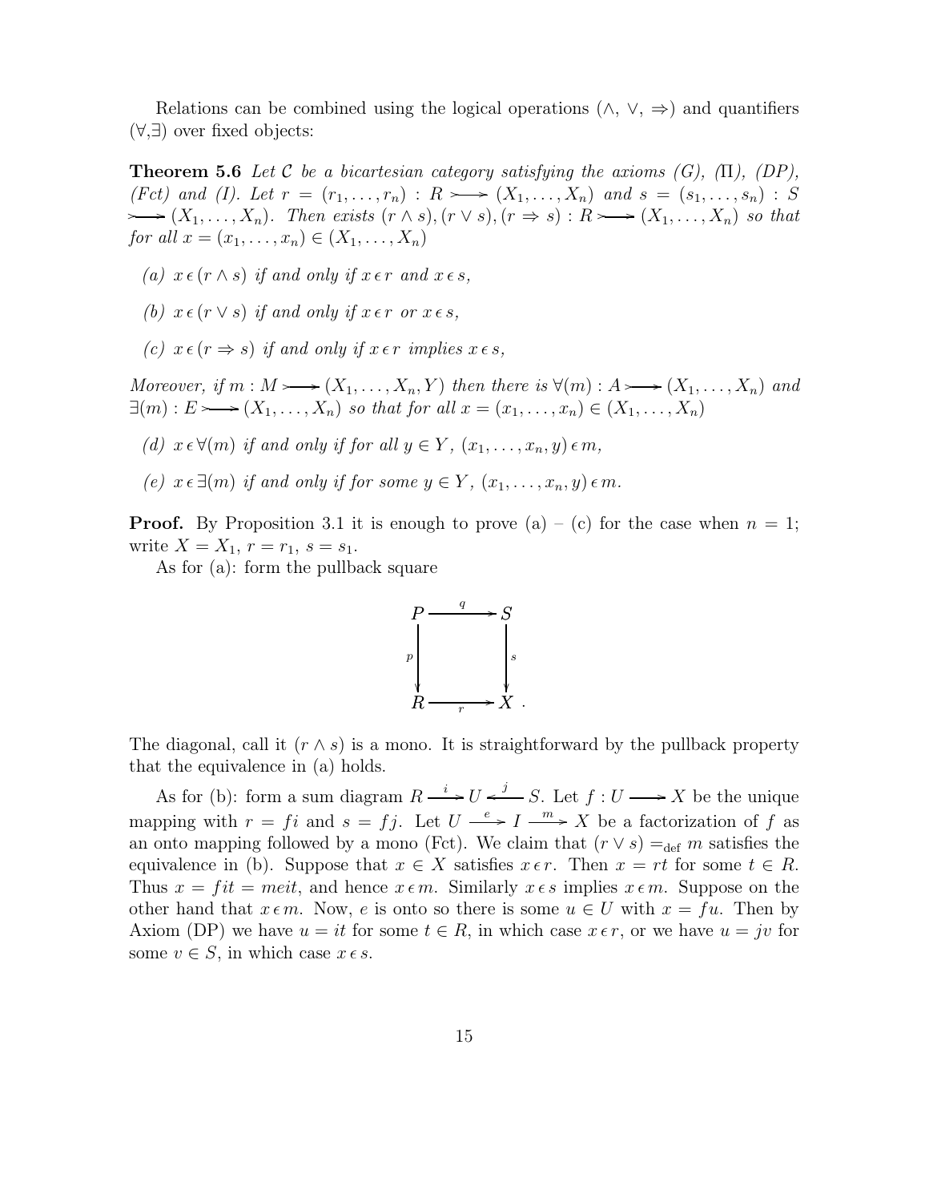Relations can be combined using the logical operations ($\wedge$, $\vee$, $\Rightarrow$) and quantifiers ($\forall$,$\exists$) over fixed objects:

**Theorem 5.6** *Let $\mathcal{C}$ be a bicartesian category satisfying the axioms (G), ($\Pi$), (DP), (Fct) and (I). Let $r = (r_1, \ldots, r_n) : R \rightarrowtail (X_1, \ldots, X_n)$ and $s = (s_1, \ldots, s_n) : S \rightarrowtail (X_1, \ldots, X_n)$. Then exists $(r \wedge s), (r \vee s), (r \Rightarrow s) : R \rightarrowtail (X_1, \ldots, X_n)$ so that for all $x = (x_1, \ldots, x_n) \in (X_1, \ldots, X_n)$*

*(a) $x \,\epsilon\, (r \wedge s)$ if and only if $x \,\epsilon\, r$ and $x \,\epsilon\, s$,*

*(b) $x \,\epsilon\, (r \vee s)$ if and only if $x \,\epsilon\, r$ or $x \,\epsilon\, s$,*

*(c) $x \,\epsilon\, (r \Rightarrow s)$ if and only if $x \,\epsilon\, r$ implies $x \,\epsilon\, s$,*

*Moreover, if $m : M \rightarrowtail (X_1, \ldots, X_n, Y)$ then there is $\forall(m) : A \rightarrowtail (X_1, \ldots, X_n)$ and $\exists(m) : E \rightarrowtail (X_1, \ldots, X_n)$ so that for all $x = (x_1, \ldots, x_n) \in (X_1, \ldots, X_n)$*

*(d) $x \,\epsilon\, \forall(m)$ if and only if for all $y \in Y$, $(x_1, \ldots, x_n, y) \,\epsilon\, m$,*

*(e) $x \,\epsilon\, \exists(m)$ if and only if for some $y \in Y$, $(x_1, \ldots, x_n, y) \,\epsilon\, m$.*

**Proof.** By Proposition 3.1 it is enough to prove (a) – (c) for the case when $n = 1$; write $X = X_1$, $r = r_1$, $s = s_1$.

As for (a): form the pullback square

$$\begin{array}{ccc} P & \xrightarrow{q} & S \\ {\scriptstyle p}\downarrow & & \downarrow{\scriptstyle s} \\ R & \xrightarrow[r]{} & X \end{array} .$$

The diagonal, call it $(r \wedge s)$ is a mono. It is straightforward by the pullback property that the equivalence in (a) holds.

As for (b): form a sum diagram $R \xrightarrow{i} U \xleftarrow{j} S$. Let $f : U \longrightarrow X$ be the unique mapping with $r = fi$ and $s = fj$. Let $U \xrightarrow{e} I \xrightarrow{m} X$ be a factorization of $f$ as an onto mapping followed by a mono (Fct). We claim that $(r \vee s) =_{\text{def}} m$ satisfies the equivalence in (b). Suppose that $x \in X$ satisfies $x \,\epsilon\, r$. Then $x = rt$ for some $t \in R$. Thus $x = fit = meit$, and hence $x \,\epsilon\, m$. Similarly $x \,\epsilon\, s$ implies $x \,\epsilon\, m$. Suppose on the other hand that $x \,\epsilon\, m$. Now, $e$ is onto so there is some $u \in U$ with $x = fu$. Then by Axiom (DP) we have $u = it$ for some $t \in R$, in which case $x \,\epsilon\, r$, or we have $u = jv$ for some $v \in S$, in which case $x \,\epsilon\, s$.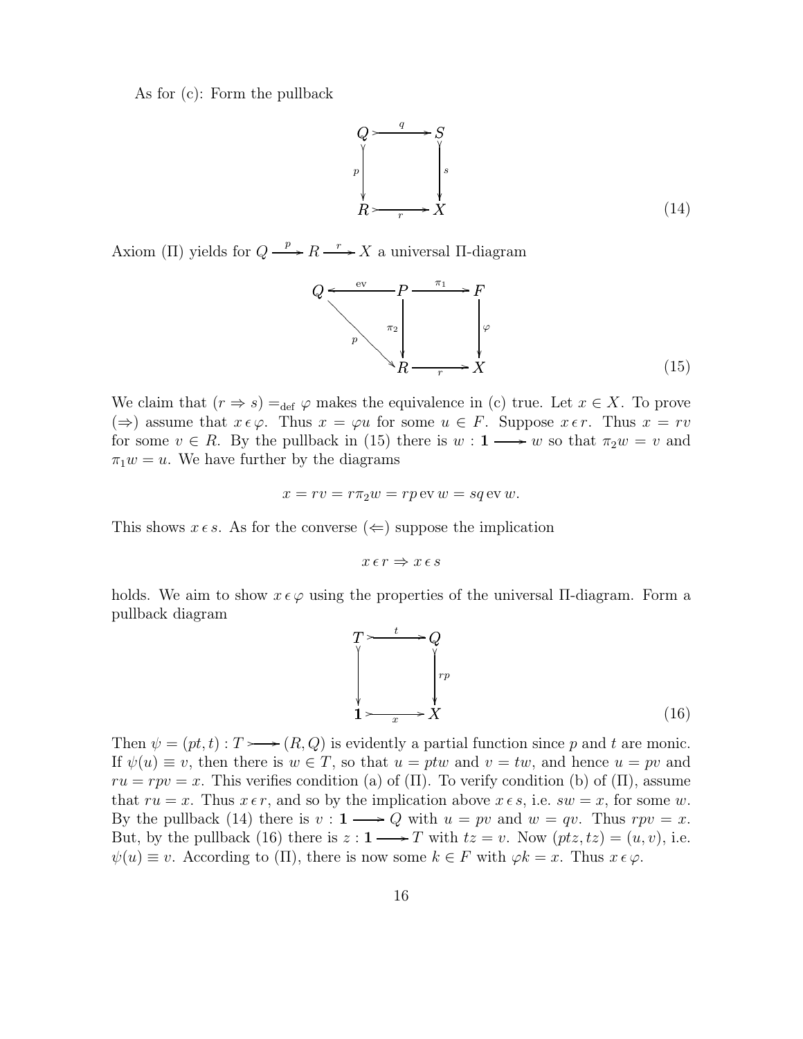As for (c): Form the pullback

$$
\begin{array}{ccc}
Q & \xrightarrow{\ q\ } & S \\
{\scriptstyle p}\downarrow & & \downarrow{\scriptstyle s} \\
R & \xrightarrow[\ r\ ]{} & X
\end{array}
\tag{14}
$$

Axiom (Π) yields for $Q \xrightarrow{p} R \xrightarrow{r} X$ a universal Π-diagram

$$
\begin{array}{ccccc}
Q & \xleftarrow{\ \mathrm{ev}\ } & P & \xrightarrow{\ \pi_1\ } & F \\
& {\scriptstyle p}\searrow & {\scriptstyle \pi_2}\downarrow & & \downarrow{\scriptstyle \varphi} \\
& & R & \xrightarrow[\ r\ ]{} & X
\end{array}
\tag{15}
$$

We claim that $(r \Rightarrow s) =_{\mathrm{def}} \varphi$ makes the equivalence in (c) true. Let $x \in X$. To prove ($\Rightarrow$) assume that $x \,\epsilon\, \varphi$. Thus $x = \varphi u$ for some $u \in F$. Suppose $x \,\epsilon\, r$. Thus $x = rv$ for some $v \in R$. By the pullback in (15) there is $w : \mathbf{1} \longrightarrow w$ so that $\pi_2 w = v$ and $\pi_1 w = u$. We have further by the diagrams

$$x = rv = r\pi_2 w = rp \,\mathrm{ev}\, w = sq \,\mathrm{ev}\, w.$$

This shows $x \,\epsilon\, s$. As for the converse ($\Leftarrow$) suppose the implication

$$x \,\epsilon\, r \Rightarrow x \,\epsilon\, s$$

holds. We aim to show $x \,\epsilon\, \varphi$ using the properties of the universal Π-diagram. Form a pullback diagram

$$
\begin{array}{ccc}
T & \xrightarrow{\ t\ } & Q \\
\downarrow & & \downarrow{\scriptstyle rp} \\
\mathbf{1} & \xrightarrow[\ x\ ]{} & X
\end{array}
\tag{16}
$$

Then $\psi = (pt, t) : T \rightarrowtail (R, Q)$ is evidently a partial function since $p$ and $t$ are monic. If $\psi(u) \equiv v$, then there is $w \in T$, so that $u = ptw$ and $v = tw$, and hence $u = pv$ and $ru = rpv = x$. This verifies condition (a) of (Π). To verify condition (b) of (Π), assume that $ru = x$. Thus $x \,\epsilon\, r$, and so by the implication above $x \,\epsilon\, s$, i.e. $sw = x$, for some $w$. By the pullback (14) there is $v : \mathbf{1} \longrightarrow Q$ with $u = pv$ and $w = qv$. Thus $rpv = x$. But, by the pullback (16) there is $z : \mathbf{1} \longrightarrow T$ with $tz = v$. Now $(ptz, tz) = (u, v)$, i.e. $\psi(u) \equiv v$. According to (Π), there is now some $k \in F$ with $\varphi k = x$. Thus $x \,\epsilon\, \varphi$.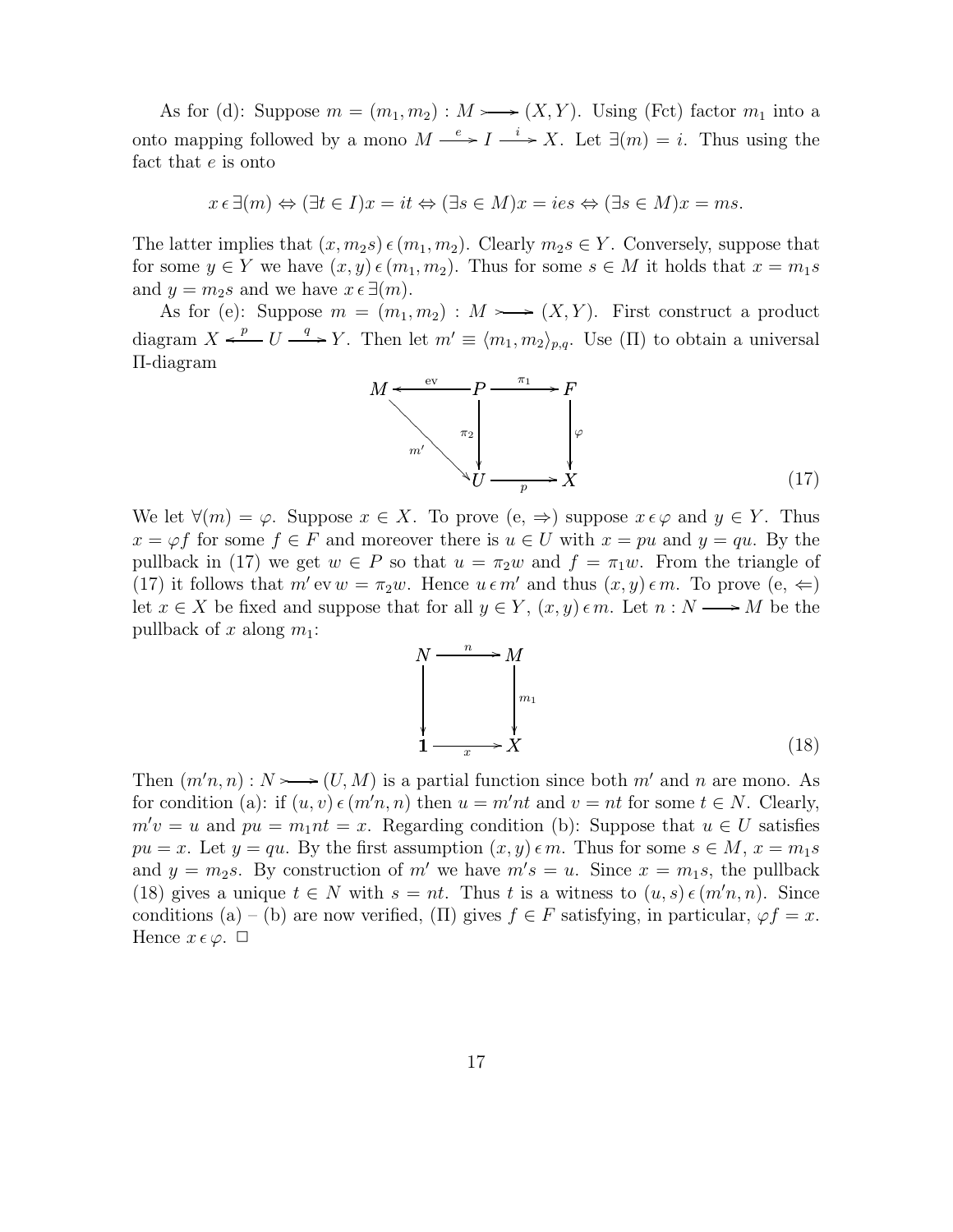As for (d): Suppose $m = (m_1, m_2) : M \rightarrowtail (X, Y)$. Using (Fct) factor $m_1$ into a onto mapping followed by a mono $M \xrightarrow{e} I \xrightarrow{i} X$. Let $\exists(m) = i$. Thus using the fact that $e$ is onto

$$x \,\epsilon\, \exists(m) \Leftrightarrow (\exists t \in I) x = it \Leftrightarrow (\exists s \in M) x = ies \Leftrightarrow (\exists s \in M) x = ms.$$

The latter implies that $(x, m_2 s) \,\epsilon\, (m_1, m_2)$. Clearly $m_2 s \in Y$. Conversely, suppose that for some $y \in Y$ we have $(x, y) \,\epsilon\, (m_1, m_2)$. Thus for some $s \in M$ it holds that $x = m_1 s$ and $y = m_2 s$ and we have $x \,\epsilon\, \exists(m)$.

As for (e): Suppose $m = (m_1, m_2) : M \rightarrowtail (X, Y)$. First construct a product diagram $X \xleftarrow{p} U \xrightarrow{q} Y$. Then let $m' \equiv \langle m_1, m_2 \rangle_{p,q}$. Use (Π) to obtain a universal Π-diagram

$$\begin{array}{ccccc} M & \xleftarrow{\text{ev}} & P & \xrightarrow{\pi_1} & F \\ & \searrow^{m'} & \downarrow{\scriptstyle \pi_2} & & \downarrow{\scriptstyle \varphi} \\ & & U & \xrightarrow[p]{} & X \end{array} \tag{17}$$

We let $\forall(m) = \varphi$. Suppose $x \in X$. To prove (e, $\Rightarrow$) suppose $x \,\epsilon\, \varphi$ and $y \in Y$. Thus $x = \varphi f$ for some $f \in F$ and moreover there is $u \in U$ with $x = pu$ and $y = qu$. By the pullback in (17) we get $w \in P$ so that $u = \pi_2 w$ and $f = \pi_1 w$. From the triangle of (17) it follows that $m' \,\text{ev}\, w = \pi_2 w$. Hence $u \,\epsilon\, m'$ and thus $(x, y) \,\epsilon\, m$. To prove (e, $\Leftarrow$) let $x \in X$ be fixed and suppose that for all $y \in Y$, $(x, y) \,\epsilon\, m$. Let $n : N \longrightarrow M$ be the pullback of $x$ along $m_1$:

$$\begin{array}{ccc} N & \xrightarrow{n} & M \\ \downarrow & & \downarrow{\scriptstyle m_1} \\ \mathbf{1} & \xrightarrow[x]{} & X \end{array} \tag{18}$$

Then $(m'n, n) : N \rightarrowtail (U, M)$ is a partial function since both $m'$ and $n$ are mono. As for condition (a): if $(u, v) \,\epsilon\, (m'n, n)$ then $u = m'nt$ and $v = nt$ for some $t \in N$. Clearly, $m'v = u$ and $pu = m_1 nt = x$. Regarding condition (b): Suppose that $u \in U$ satisfies $pu = x$. Let $y = qu$. By the first assumption $(x, y) \,\epsilon\, m$. Thus for some $s \in M$, $x = m_1 s$ and $y = m_2 s$. By construction of $m'$ we have $m's = u$. Since $x = m_1 s$, the pullback (18) gives a unique $t \in N$ with $s = nt$. Thus $t$ is a witness to $(u, s) \,\epsilon\, (m'n, n)$. Since conditions (a) – (b) are now verified, (Π) gives $f \in F$ satisfying, in particular, $\varphi f = x$. Hence $x \,\epsilon\, \varphi$. □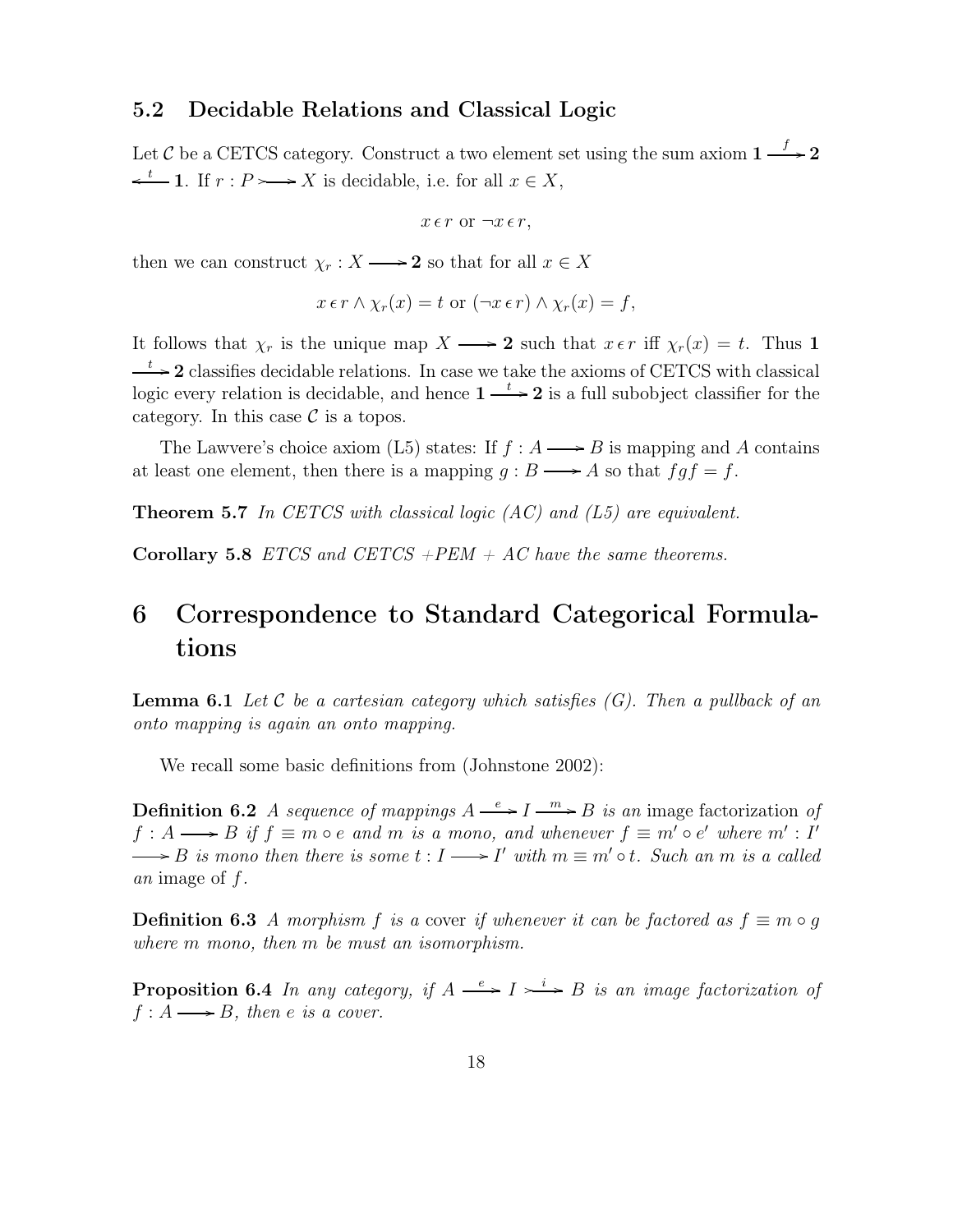### 5.2 Decidable Relations and Classical Logic

Let $\mathcal{C}$ be a CETCS category. Construct a two element set using the sum axiom $\mathbf{1} \xrightarrow{f} \mathbf{2} \xleftarrow{t} \mathbf{1}$. If $r : P \rightarrowtail X$ is decidable, i.e. for all $x \in X$,

$$x \,\epsilon\, r \text{ or } \neg x \,\epsilon\, r,$$

then we can construct $\chi_r : X \longrightarrow \mathbf{2}$ so that for all $x \in X$

$$x \,\epsilon\, r \wedge \chi_r(x) = t \text{ or } (\neg x \,\epsilon\, r) \wedge \chi_r(x) = f,$$

It follows that $\chi_r$ is the unique map $X \longrightarrow \mathbf{2}$ such that $x \,\epsilon\, r$ iff $\chi_r(x) = t$. Thus $\mathbf{1} \xrightarrow{t} \mathbf{2}$ classifies decidable relations. In case we take the axioms of CETCS with classical logic every relation is decidable, and hence $\mathbf{1} \xrightarrow{t} \mathbf{2}$ is a full subobject classifier for the category. In this case $\mathcal{C}$ is a topos.

The Lawvere's choice axiom (L5) states: If $f : A \longrightarrow B$ is mapping and $A$ contains at least one element, then there is a mapping $g : B \longrightarrow A$ so that $fgf = f$.

**Theorem 5.7** *In CETCS with classical logic (AC) and (L5) are equivalent.*

**Corollary 5.8** *ETCS and CETCS +PEM + AC have the same theorems.*

# 6 Correspondence to Standard Categorical Formulations

**Lemma 6.1** *Let $\mathcal{C}$ be a cartesian category which satisfies (G). Then a pullback of an onto mapping is again an onto mapping.*

We recall some basic definitions from (Johnstone 2002):

**Definition 6.2** *A sequence of mappings $A \xrightarrow{e} I \xrightarrow{m} B$ is an* image factorization *of $f : A \longrightarrow B$ if $f \equiv m \circ e$ and $m$ is a mono, and whenever $f \equiv m' \circ e'$ where $m' : I' \longrightarrow B$ is mono then there is some $t : I \longrightarrow I'$ with $m \equiv m' \circ t$. Such an $m$ is a called an* image *of $f$.*

**Definition 6.3** *A morphism $f$ is a* cover *if whenever it can be factored as $f \equiv m \circ g$ where $m$ mono, then $m$ be must an isomorphism.*

**Proposition 6.4** *In any category, if $A \xrightarrow{e} I \xrightarrow{i} B$ is an image factorization of $f : A \longrightarrow B$, then $e$ is a cover.*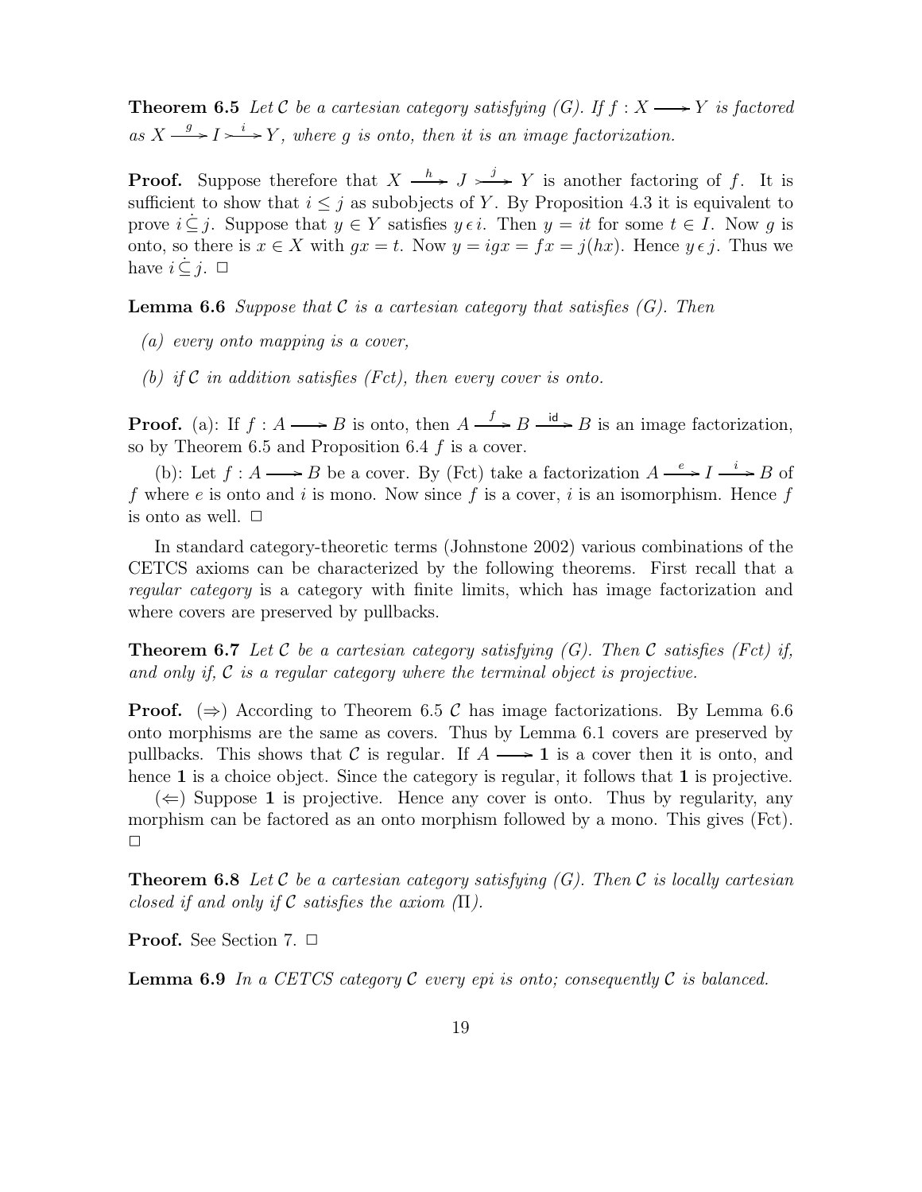**Theorem 6.5** *Let $\mathcal{C}$ be a cartesian category satisfying (G). If $f : X \longrightarrow Y$ is factored as $X \xrightarrow{g} I \rightarrowtail^{i} Y$, where $g$ is onto, then it is an image factorization.*

**Proof.** Suppose therefore that $X \xrightarrow{h} J \rightarrowtail^{j} Y$ is another factoring of $f$. It is sufficient to show that $i \leq j$ as subobjects of $Y$. By Proposition 4.3 it is equivalent to prove $i \,\dot{\subseteq}\, j$. Suppose that $y \in Y$ satisfies $y \,\epsilon\, i$. Then $y = it$ for some $t \in I$. Now $g$ is onto, so there is $x \in X$ with $gx = t$. Now $y = igx = fx = j(hx)$. Hence $y \,\epsilon\, j$. Thus we have $i \,\dot{\subseteq}\, j$. $\square$

**Lemma 6.6** *Suppose that $\mathcal{C}$ is a cartesian category that satisfies (G). Then*

*(a) every onto mapping is a cover,*

*(b) if $\mathcal{C}$ in addition satisfies (Fct), then every cover is onto.*

**Proof.** (a): If $f : A \longrightarrow B$ is onto, then $A \xrightarrow{f} B \xrightarrow{\mathsf{id}} B$ is an image factorization, so by Theorem 6.5 and Proposition 6.4 $f$ is a cover.

(b): Let $f : A \longrightarrow B$ be a cover. By (Fct) take a factorization $A \xrightarrow{e} I \xrightarrow{i} B$ of $f$ where $e$ is onto and $i$ is mono. Now since $f$ is a cover, $i$ is an isomorphism. Hence $f$ is onto as well. $\square$

In standard category-theoretic terms (Johnstone 2002) various combinations of the CETCS axioms can be characterized by the following theorems. First recall that a *regular category* is a category with finite limits, which has image factorization and where covers are preserved by pullbacks.

**Theorem 6.7** *Let $\mathcal{C}$ be a cartesian category satisfying (G). Then $\mathcal{C}$ satisfies (Fct) if, and only if, $\mathcal{C}$ is a regular category where the terminal object is projective.*

**Proof.** ($\Rightarrow$) According to Theorem 6.5 $\mathcal{C}$ has image factorizations. By Lemma 6.6 onto morphisms are the same as covers. Thus by Lemma 6.1 covers are preserved by pullbacks. This shows that $\mathcal{C}$ is regular. If $A \longrightarrow \mathbf{1}$ is a cover then it is onto, and hence $\mathbf{1}$ is a choice object. Since the category is regular, it follows that $\mathbf{1}$ is projective.

($\Leftarrow$) Suppose $\mathbf{1}$ is projective. Hence any cover is onto. Thus by regularity, any morphism can be factored as an onto morphism followed by a mono. This gives (Fct). $\square$

**Theorem 6.8** *Let $\mathcal{C}$ be a cartesian category satisfying (G). Then $\mathcal{C}$ is locally cartesian closed if and only if $\mathcal{C}$ satisfies the axiom ($\Pi$).*

**Proof.** See Section 7. $\square$

**Lemma 6.9** *In a CETCS category $\mathcal{C}$ every epi is onto; consequently $\mathcal{C}$ is balanced.*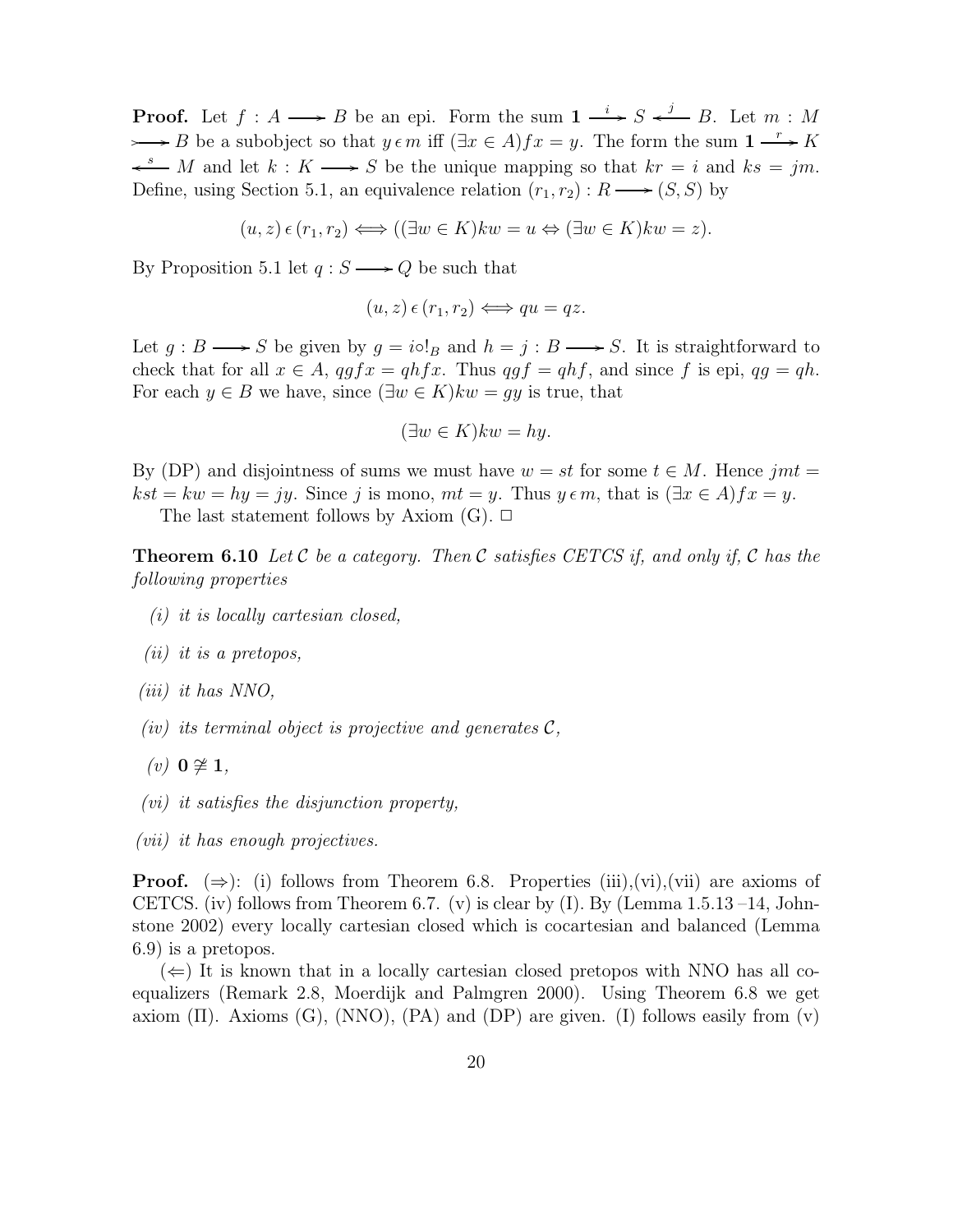**Proof.** Let $f : A \longrightarrow B$ be an epi. Form the sum $\mathbf{1} \xrightarrow{i} S \xleftarrow{j} B$. Let $m : M \rightarrowtail B$ be a subobject so that $y \,\epsilon\, m$ iff $(\exists x \in A) fx = y$. The form the sum $\mathbf{1} \xrightarrow{r} K \xleftarrow{s} M$ and let $k : K \longrightarrow S$ be the unique mapping so that $kr = i$ and $ks = jm$. Define, using Section 5.1, an equivalence relation $(r_1, r_2) : R \longrightarrow (S, S)$ by

$$(u, z) \,\epsilon\, (r_1, r_2) \Longleftrightarrow ((\exists w \in K) kw = u \Leftrightarrow (\exists w \in K) kw = z).$$

By Proposition 5.1 let $q : S \longrightarrow Q$ be such that

$$(u, z) \,\epsilon\, (r_1, r_2) \Longleftrightarrow qu = qz.$$

Let $g : B \longrightarrow S$ be given by $g = i \circ !_B$ and $h = j : B \longrightarrow S$. It is straightforward to check that for all $x \in A$, $qgfx = qhfx$. Thus $qgf = qhf$, and since $f$ is epi, $qg = qh$. For each $y \in B$ we have, since $(\exists w \in K) kw = gy$ is true, that

$$(\exists w \in K) kw = hy.$$

By (DP) and disjointness of sums we must have $w = st$ for some $t \in M$. Hence $jmt = kst = kw = hy = jy$. Since $j$ is mono, $mt = y$. Thus $y \,\epsilon\, m$, that is $(\exists x \in A) fx = y$.

The last statement follows by Axiom (G). □

**Theorem 6.10** *Let $\mathcal{C}$ be a category. Then $\mathcal{C}$ satisfies CETCS if, and only if, $\mathcal{C}$ has the following properties*

*(i) it is locally cartesian closed,*

*(ii) it is a pretopos,*

*(iii) it has NNO,*

*(iv) its terminal object is projective and generates $\mathcal{C}$,*

*(v) $\mathbf{0} \not\cong \mathbf{1}$,*

*(vi) it satisfies the disjunction property,*

*(vii) it has enough projectives.*

**Proof.** ($\Rightarrow$): (i) follows from Theorem 6.8. Properties (iii),(vi),(vii) are axioms of CETCS. (iv) follows from Theorem 6.7. (v) is clear by (I). By (Lemma 1.5.13 –14, Johnstone 2002) every locally cartesian closed which is cocartesian and balanced (Lemma 6.9) is a pretopos.

($\Leftarrow$) It is known that in a locally cartesian closed pretopos with NNO has all coequalizers (Remark 2.8, Moerdijk and Palmgren 2000). Using Theorem 6.8 we get axiom ($\Pi$). Axioms (G), (NNO), (PA) and (DP) are given. (I) follows easily from (v)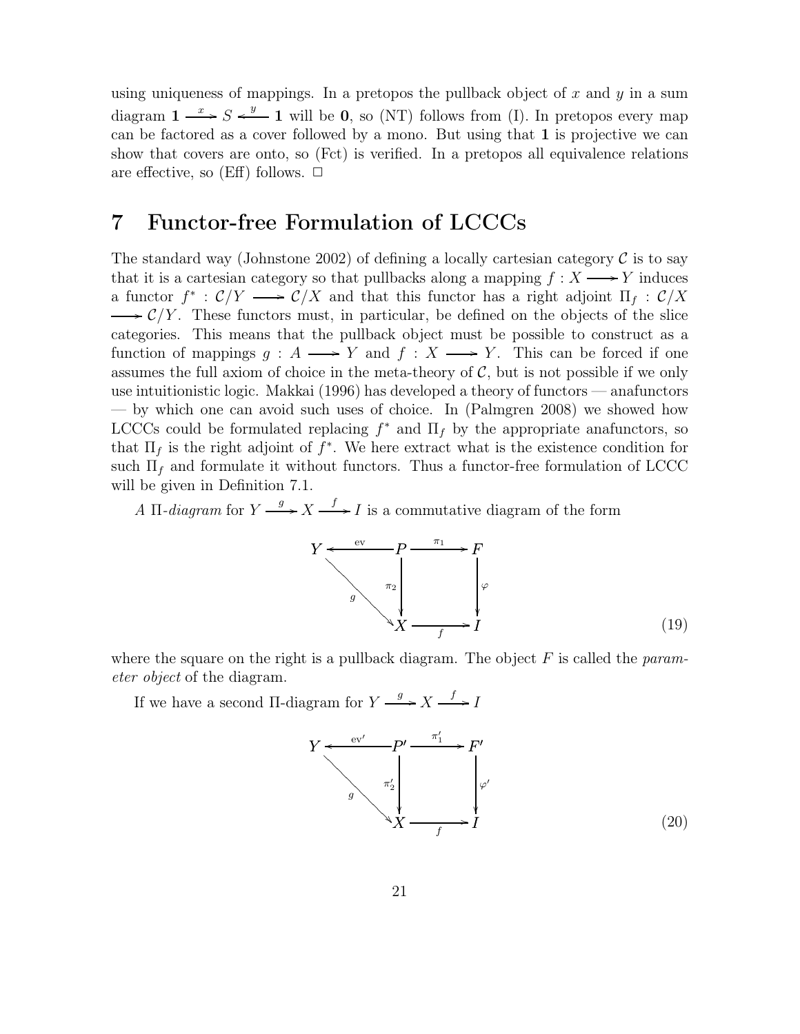using uniqueness of mappings. In a pretopos the pullback object of $x$ and $y$ in a sum diagram $\mathbf{1} \xrightarrow{x} S \xleftarrow{y} \mathbf{1}$ will be $\mathbf{0}$, so (NT) follows from (I). In pretopos every map can be factored as a cover followed by a mono. But using that $\mathbf{1}$ is projective we can show that covers are onto, so (Fct) is verified. In a pretopos all equivalence relations are effective, so (Eff) follows. $\Box$

# 7 Functor-free Formulation of LCCCs

The standard way (Johnstone 2002) of defining a locally cartesian category $\mathcal{C}$ is to say that it is a cartesian category so that pullbacks along a mapping $f : X \longrightarrow Y$ induces a functor $f^* : \mathcal{C}/Y \longrightarrow \mathcal{C}/X$ and that this functor has a right adjoint $\Pi_f : \mathcal{C}/X \longrightarrow \mathcal{C}/Y$. These functors must, in particular, be defined on the objects of the slice categories. This means that the pullback object must be possible to construct as a function of mappings $g : A \longrightarrow Y$ and $f : X \longrightarrow Y$. This can be forced if one assumes the full axiom of choice in the meta-theory of $\mathcal{C}$, but is not possible if we only use intuitionistic logic. Makkai (1996) has developed a theory of functors — anafunctors — by which one can avoid such uses of choice. In (Palmgren 2008) we showed how LCCCs could be formulated replacing $f^*$ and $\Pi_f$ by the appropriate anafunctors, so that $\Pi_f$ is the right adjoint of $f^*$. We here extract what is the existence condition for such $\Pi_f$ and formulate it without functors. Thus a functor-free formulation of LCCC will be given in Definition 7.1.

*A $\Pi$-diagram* for $Y \xrightarrow{g} X \xrightarrow{f} I$ is a commutative diagram of the form

$$
\begin{array}{ccccc}
Y & \xleftarrow{\text{ev}} & P & \xrightarrow{\pi_1} & F \\
 & {\searrow}^{g} & \downarrow{\scriptstyle \pi_2} & & \downarrow{\scriptstyle \varphi} \\
 & & X & \xrightarrow[f]{} & I
\end{array}
\tag{19}
$$

where the square on the right is a pullback diagram. The object $F$ is called the *parameter object* of the diagram.

If we have a second $\Pi$-diagram for $Y \xrightarrow{g} X \xrightarrow{f} I$

$$
\begin{array}{ccccc}
Y & \xleftarrow{\text{ev}'} & P' & \xrightarrow{\pi_1'} & F' \\
 & {\searrow}^{g} & \downarrow{\scriptstyle \pi_2'} & & \downarrow{\scriptstyle \varphi'} \\
 & & X & \xrightarrow[f]{} & I
\end{array}
\tag{20}
$$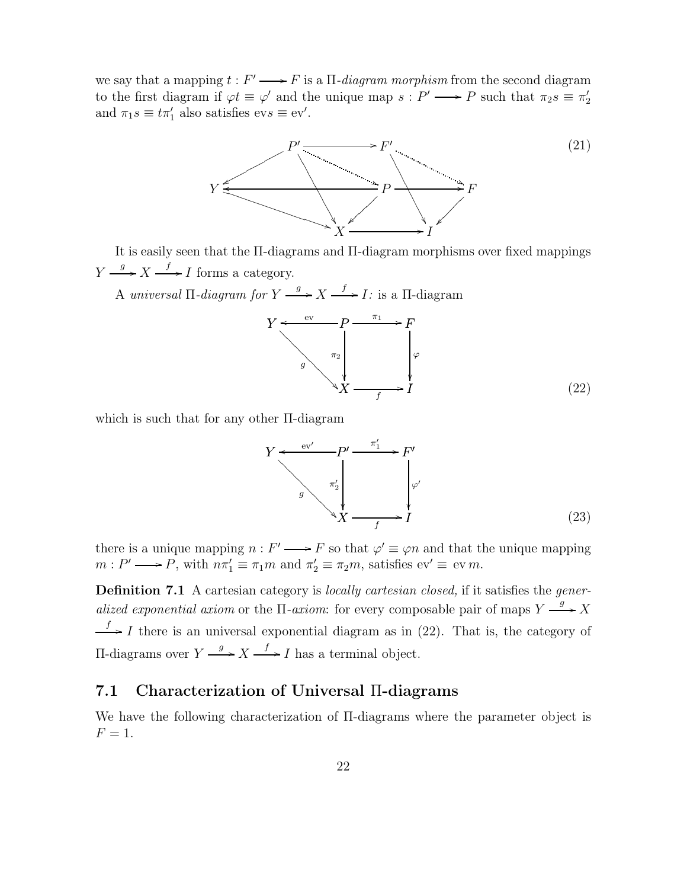we say that a mapping $t : F' \longrightarrow F$ is a Π-*diagram morphism* from the second diagram to the first diagram if $\varphi t \equiv \varphi'$ and the unique map $s : P' \longrightarrow P$ such that $\pi_2 s \equiv \pi_2'$ and $\pi_1 s \equiv t\pi_1'$ also satisfies $\mathrm{ev} s \equiv \mathrm{ev}'$.

$$
\begin{array}{ccccc}
 & P' & \longrightarrow & F' & \\
\swarrow & \searrow\cdots & \searrow & \cdots\searrow & \\
Y & \longleftarrow & P & \longrightarrow & F \\
 & \searrow & \swarrow & \searrow & \swarrow \\
 & & X & \longrightarrow & I
\end{array}
\tag{21}
$$

It is easily seen that the Π-diagrams and Π-diagram morphisms over fixed mappings $Y \xrightarrow{g} X \xrightarrow{f} I$ forms a category.

A *universal* Π-*diagram for* $Y \xrightarrow{g} X \xrightarrow{f} I$: is a Π-diagram

$$
\begin{array}{ccccc}
Y & \xleftarrow{\mathrm{ev}} & P & \xrightarrow{\pi_1} & F \\
 & {\scriptstyle g}\searrow & \downarrow{\scriptstyle \pi_2} & & \downarrow{\scriptstyle \varphi} \\
 & & X & \xrightarrow[f]{} & I
\end{array}
\tag{22}
$$

which is such that for any other Π-diagram

$$
\begin{array}{ccccc}
Y & \xleftarrow{\mathrm{ev}'} & P' & \xrightarrow{\pi_1'} & F' \\
 & {\scriptstyle g}\searrow & \downarrow{\scriptstyle \pi_2'} & & \downarrow{\scriptstyle \varphi'} \\
 & & X & \xrightarrow[f]{} & I
\end{array}
\tag{23}
$$

there is a unique mapping $n : F' \longrightarrow F$ so that $\varphi' \equiv \varphi n$ and that the unique mapping $m : P' \longrightarrow P$, with $n\pi_1' \equiv \pi_1 m$ and $\pi_2' \equiv \pi_2 m$, satisfies $\mathrm{ev}' \equiv \mathrm{ev}\, m$.

**Definition 7.1** A cartesian category is *locally cartesian closed,* if it satisfies the *generalized exponential axiom* or the Π-*axiom*: for every composable pair of maps $Y \xrightarrow{g} X \xrightarrow{f} I$ there is an universal exponential diagram as in (22). That is, the category of Π-diagrams over $Y \xrightarrow{g} X \xrightarrow{f} I$ has a terminal object.

### 7.1 Characterization of Universal Π-diagrams

We have the following characterization of Π-diagrams where the parameter object is $F = 1$.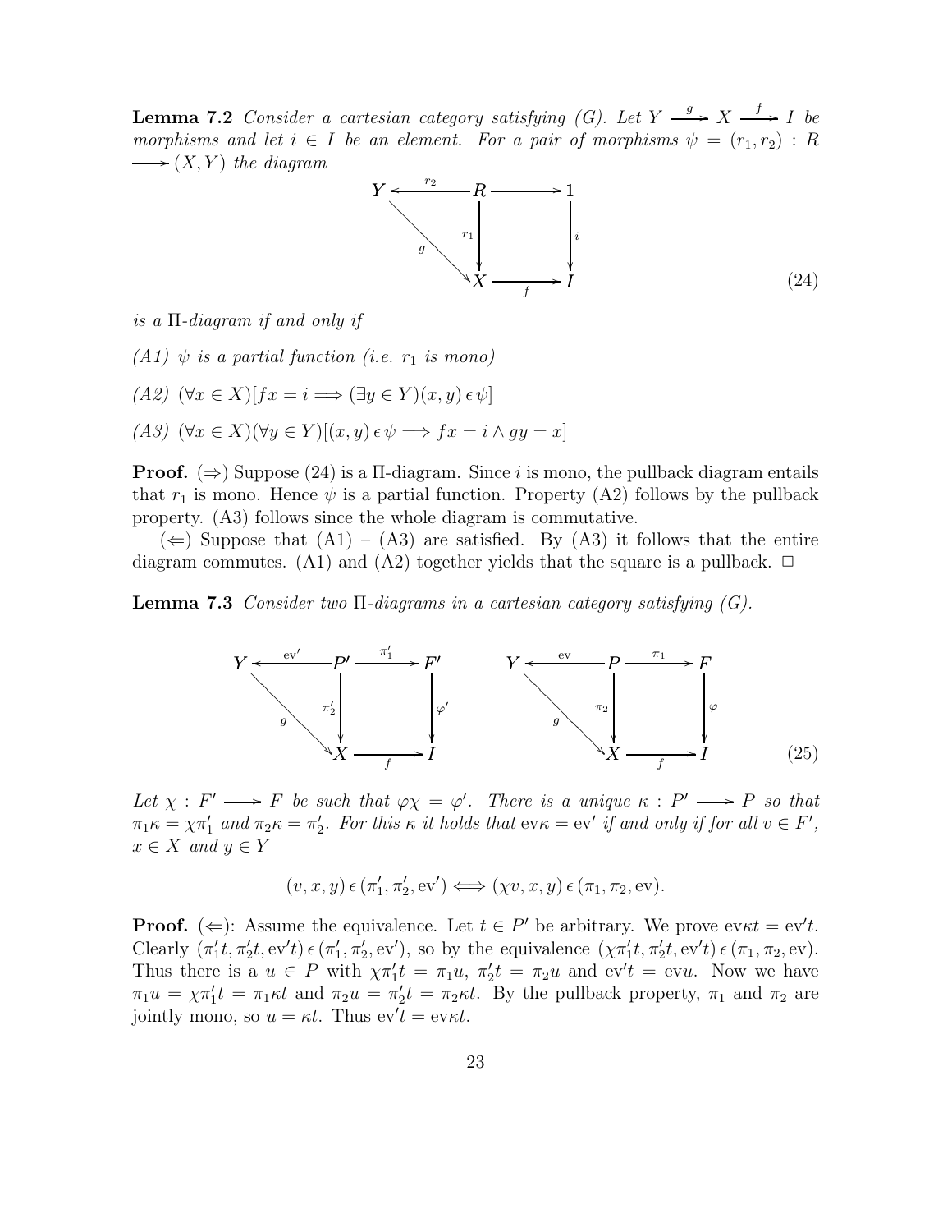**Lemma 7.2** *Consider a cartesian category satisfying (G). Let $Y \xrightarrow{g} X \xrightarrow{f} I$ be morphisms and let $i \in I$ be an element. For a pair of morphisms $\psi = (r_1, r_2) : R \longrightarrow (X, Y)$ the diagram*

$$\begin{array}{ccccc} Y & \xleftarrow{r_2} & R & \longrightarrow & 1 \\ & \searrow^{g} & \downarrow{\scriptstyle r_1} & & \downarrow{\scriptstyle i} \\ & & X & \xrightarrow[f]{} & I \end{array} \tag{24}$$

*is a $\Pi$-diagram if and only if*

*(A1) $\psi$ is a partial function (i.e. $r_1$ is mono)*

*(A2) $(\forall x \in X)[fx = i \Longrightarrow (\exists y \in Y)(x, y) \,\epsilon\, \psi]$*

*(A3) $(\forall x \in X)(\forall y \in Y)[(x, y) \,\epsilon\, \psi \Longrightarrow fx = i \wedge gy = x]$*

**Proof.** ($\Rightarrow$) Suppose (24) is a $\Pi$-diagram. Since $i$ is mono, the pullback diagram entails that $r_1$ is mono. Hence $\psi$ is a partial function. Property (A2) follows by the pullback property. (A3) follows since the whole diagram is commutative.

($\Leftarrow$) Suppose that (A1) – (A3) are satisfied. By (A3) it follows that the entire diagram commutes. (A1) and (A2) together yields that the square is a pullback. $\Box$

**Lemma 7.3** *Consider two $\Pi$-diagrams in a cartesian category satisfying (G).*

$$\begin{array}{ccccc} Y & \xleftarrow{\mathrm{ev}'} & P' & \xrightarrow{\pi_1'} & F' \\ & \searrow^{g} & \downarrow{\scriptstyle \pi_2'} & & \downarrow{\scriptstyle \varphi'} \\ & & X & \xrightarrow[f]{} & I \end{array} \qquad \begin{array}{ccccc} Y & \xleftarrow{\mathrm{ev}} & P & \xrightarrow{\pi_1} & F \\ & \searrow^{g} & \downarrow{\scriptstyle \pi_2} & & \downarrow{\scriptstyle \varphi} \\ & & X & \xrightarrow[f]{} & I \end{array} \tag{25}$$

*Let $\chi : F' \longrightarrow F$ be such that $\varphi\chi = \varphi'$. There is a unique $\kappa : P' \longrightarrow P$ so that $\pi_1\kappa = \chi\pi_1'$ and $\pi_2\kappa = \pi_2'$. For this $\kappa$ it holds that $\mathrm{ev}\kappa = \mathrm{ev}'$ if and only if for all $v \in F'$, $x \in X$ and $y \in Y$*

$$(v, x, y) \,\epsilon\, (\pi_1', \pi_2', \mathrm{ev}') \Longleftrightarrow (\chi v, x, y) \,\epsilon\, (\pi_1, \pi_2, \mathrm{ev}).$$

**Proof.** ($\Leftarrow$): Assume the equivalence. Let $t \in P'$ be arbitrary. We prove $\mathrm{ev}\kappa t = \mathrm{ev}'t$. Clearly $(\pi_1't, \pi_2't, \mathrm{ev}'t) \,\epsilon\, (\pi_1', \pi_2', \mathrm{ev}')$, so by the equivalence $(\chi\pi_1't, \pi_2't, \mathrm{ev}'t) \,\epsilon\, (\pi_1, \pi_2, \mathrm{ev})$. Thus there is a $u \in P$ with $\chi\pi_1't = \pi_1u$, $\pi_2't = \pi_2u$ and $\mathrm{ev}'t = \mathrm{ev}u$. Now we have $\pi_1u = \chi\pi_1't = \pi_1\kappa t$ and $\pi_2u = \pi_2't = \pi_2\kappa t$. By the pullback property, $\pi_1$ and $\pi_2$ are jointly mono, so $u = \kappa t$. Thus $\mathrm{ev}'t = \mathrm{ev}\kappa t$.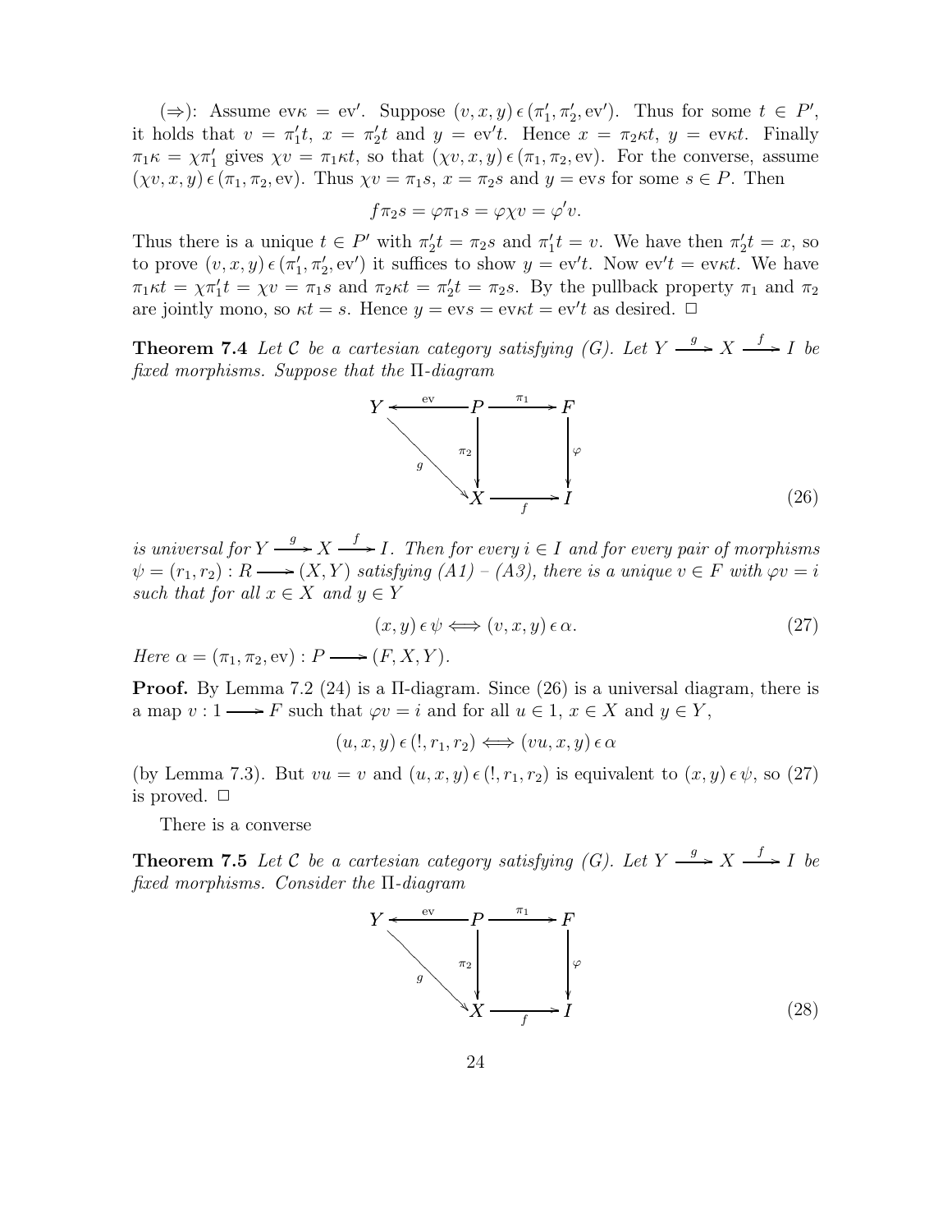(⇒): Assume $\mathrm{ev}\kappa = \mathrm{ev}'$. Suppose $(v, x, y) \,\epsilon\, (\pi_1', \pi_2', \mathrm{ev}')$. Thus for some $t \in P'$, it holds that $v = \pi_1' t$, $x = \pi_2' t$ and $y = \mathrm{ev}' t$. Hence $x = \pi_2 \kappa t$, $y = \mathrm{ev}\kappa t$. Finally $\pi_1 \kappa = \chi \pi_1'$ gives $\chi v = \pi_1 \kappa t$, so that $(\chi v, x, y) \,\epsilon\, (\pi_1, \pi_2, \mathrm{ev})$. For the converse, assume $(\chi v, x, y) \,\epsilon\, (\pi_1, \pi_2, \mathrm{ev})$. Thus $\chi v = \pi_1 s$, $x = \pi_2 s$ and $y = \mathrm{ev} s$ for some $s \in P$. Then

$$f \pi_2 s = \varphi \pi_1 s = \varphi \chi v = \varphi' v.$$

Thus there is a unique $t \in P'$ with $\pi_2' t = \pi_2 s$ and $\pi_1' t = v$. We have then $\pi_2' t = x$, so to prove $(v, x, y) \,\epsilon\, (\pi_1', \pi_2', \mathrm{ev}')$ it suffices to show $y = \mathrm{ev}' t$. Now $\mathrm{ev}' t = \mathrm{ev}\kappa t$. We have $\pi_1 \kappa t = \chi \pi_1' t = \chi v = \pi_1 s$ and $\pi_2 \kappa t = \pi_2' t = \pi_2 s$. By the pullback property $\pi_1$ and $\pi_2$ are jointly mono, so $\kappa t = s$. Hence $y = \mathrm{ev} s = \mathrm{ev}\kappa t = \mathrm{ev}' t$ as desired. □

**Theorem 7.4** *Let $\mathcal{C}$ be a cartesian category satisfying (G). Let $Y \xrightarrow{g} X \xrightarrow{f} I$ be fixed morphisms. Suppose that the $\Pi$-diagram*

$$\begin{array}{ccccc} Y & \xleftarrow{\mathrm{ev}} & P & \xrightarrow{\pi_1} & F \\ & \searrow^{g} & \downarrow{\scriptstyle \pi_2} & & \downarrow{\scriptstyle \varphi} \\ & & X & \xrightarrow{f} & I \end{array} \tag{26}$$

*is universal for $Y \xrightarrow{g} X \xrightarrow{f} I$. Then for every $i \in I$ and for every pair of morphisms $\psi = (r_1, r_2) : R \longrightarrow (X, Y)$ satisfying (A1) – (A3), there is a unique $v \in F$ with $\varphi v = i$ such that for all $x \in X$ and $y \in Y$*

$$(x, y) \,\epsilon\, \psi \Longleftrightarrow (v, x, y) \,\epsilon\, \alpha. \tag{27}$$

*Here $\alpha = (\pi_1, \pi_2, \mathrm{ev}) : P \longrightarrow (F, X, Y)$.*

**Proof.** By Lemma 7.2 (24) is a $\Pi$-diagram. Since (26) is a universal diagram, there is a map $v : 1 \longrightarrow F$ such that $\varphi v = i$ and for all $u \in 1$, $x \in X$ and $y \in Y$,

$$(u, x, y) \,\epsilon\, (!, r_1, r_2) \Longleftrightarrow (vu, x, y) \,\epsilon\, \alpha$$

(by Lemma 7.3). But $vu = v$ and $(u, x, y) \,\epsilon\, (!, r_1, r_2)$ is equivalent to $(x, y) \,\epsilon\, \psi$, so (27) is proved. □

There is a converse

**Theorem 7.5** *Let $\mathcal{C}$ be a cartesian category satisfying (G). Let $Y \xrightarrow{g} X \xrightarrow{f} I$ be fixed morphisms. Consider the $\Pi$-diagram*

$$\begin{array}{ccccc} Y & \xleftarrow{\mathrm{ev}} & P & \xrightarrow{\pi_1} & F \\ & \searrow^{g} & \downarrow{\scriptstyle \pi_2} & & \downarrow{\scriptstyle \varphi} \\ & & X & \xrightarrow{f} & I \end{array} \tag{28}$$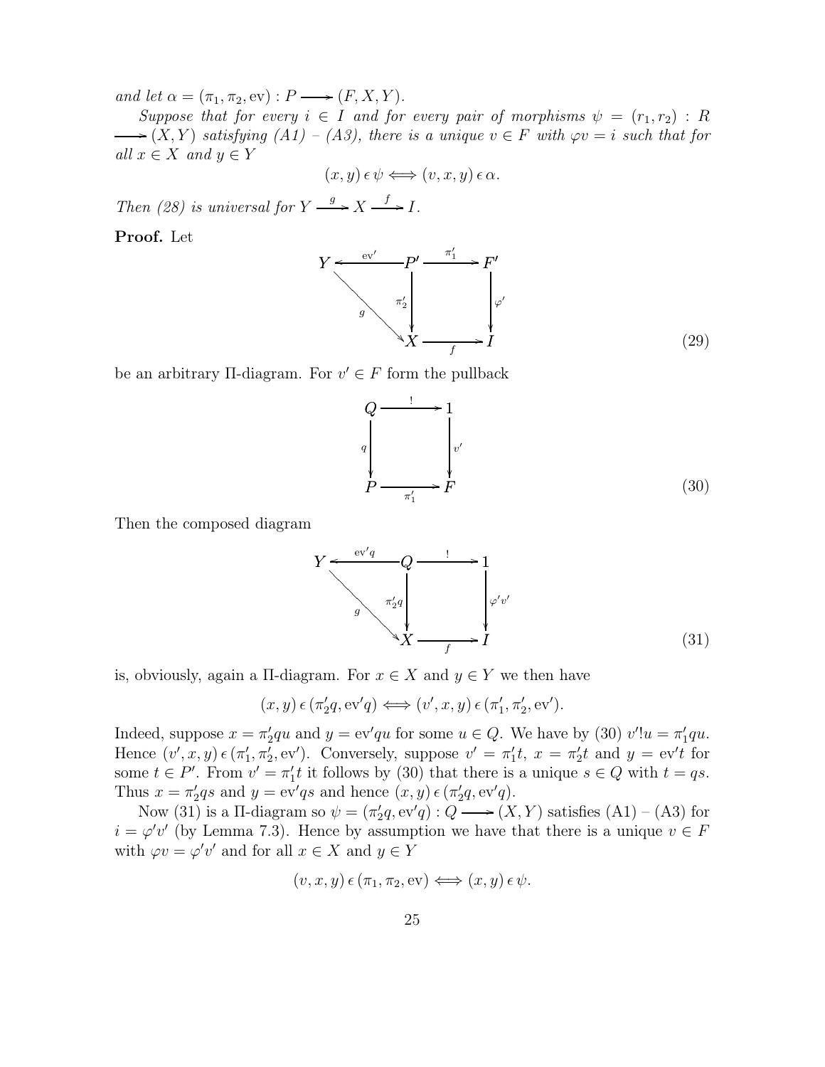*and let* $\alpha = (\pi_1, \pi_2, \mathrm{ev}) : P \longrightarrow (F, X, Y)$.

*Suppose that for every* $i \in I$ *and for every pair of morphisms* $\psi = (r_1, r_2) : R \longrightarrow (X, Y)$ *satisfying (A1) – (A3), there is a unique* $v \in F$ *with* $\varphi v = i$ *such that for all* $x \in X$ *and* $y \in Y$

$$(x, y) \,\epsilon\, \psi \Longleftrightarrow (v, x, y) \,\epsilon\, \alpha.$$

*Then (28) is universal for* $Y \xrightarrow{g} X \xrightarrow{f} I$.

**Proof.** Let

$$\begin{array}{ccccc} Y & \xleftarrow{\mathrm{ev}'} & P' & \xrightarrow{\pi_1'} & F' \\ & \searrow^{g} & \downarrow{\scriptstyle \pi_2'} & & \downarrow{\scriptstyle \varphi'} \\ & & X & \xrightarrow[f]{} & I \end{array} \tag{29}$$

be an arbitrary Π-diagram. For $v' \in F$ form the pullback

$$\begin{array}{ccc} Q & \xrightarrow{!} & 1 \\ \downarrow{\scriptstyle q} & & \downarrow{\scriptstyle v'} \\ P & \xrightarrow[\pi_1']{} & F \end{array} \tag{30}$$

Then the composed diagram

$$\begin{array}{ccccc} Y & \xleftarrow{\mathrm{ev}'q} & Q & \xrightarrow{!} & 1 \\ & \searrow^{g} & \downarrow{\scriptstyle \pi_2' q} & & \downarrow{\scriptstyle \varphi' v'} \\ & & X & \xrightarrow[f]{} & I \end{array} \tag{31}$$

is, obviously, again a Π-diagram. For $x \in X$ and $y \in Y$ we then have

$$(x, y) \,\epsilon\, (\pi_2' q, \mathrm{ev}' q) \Longleftrightarrow (v', x, y) \,\epsilon\, (\pi_1', \pi_2', \mathrm{ev}').$$

Indeed, suppose $x = \pi_2' q u$ and $y = \mathrm{ev}' q u$ for some $u \in Q$. We have by (30) $v' ! u = \pi_1' q u$. Hence $(v', x, y) \,\epsilon\, (\pi_1', \pi_2', \mathrm{ev}')$. Conversely, suppose $v' = \pi_1' t$, $x = \pi_2' t$ and $y = \mathrm{ev}' t$ for some $t \in P'$. From $v' = \pi_1' t$ it follows by (30) that there is a unique $s \in Q$ with $t = qs$. Thus $x = \pi_2' q s$ and $y = \mathrm{ev}' q s$ and hence $(x, y) \,\epsilon\, (\pi_2' q, \mathrm{ev}' q)$.

Now (31) is a Π-diagram so $\psi = (\pi_2' q, \mathrm{ev}' q) : Q \longrightarrow (X, Y)$ satisfies (A1) – (A3) for $i = \varphi' v'$ (by Lemma 7.3). Hence by assumption we have that there is a unique $v \in F$ with $\varphi v = \varphi' v'$ and for all $x \in X$ and $y \in Y$

$$(v, x, y) \,\epsilon\, (\pi_1, \pi_2, \mathrm{ev}) \Longleftrightarrow (x, y) \,\epsilon\, \psi.$$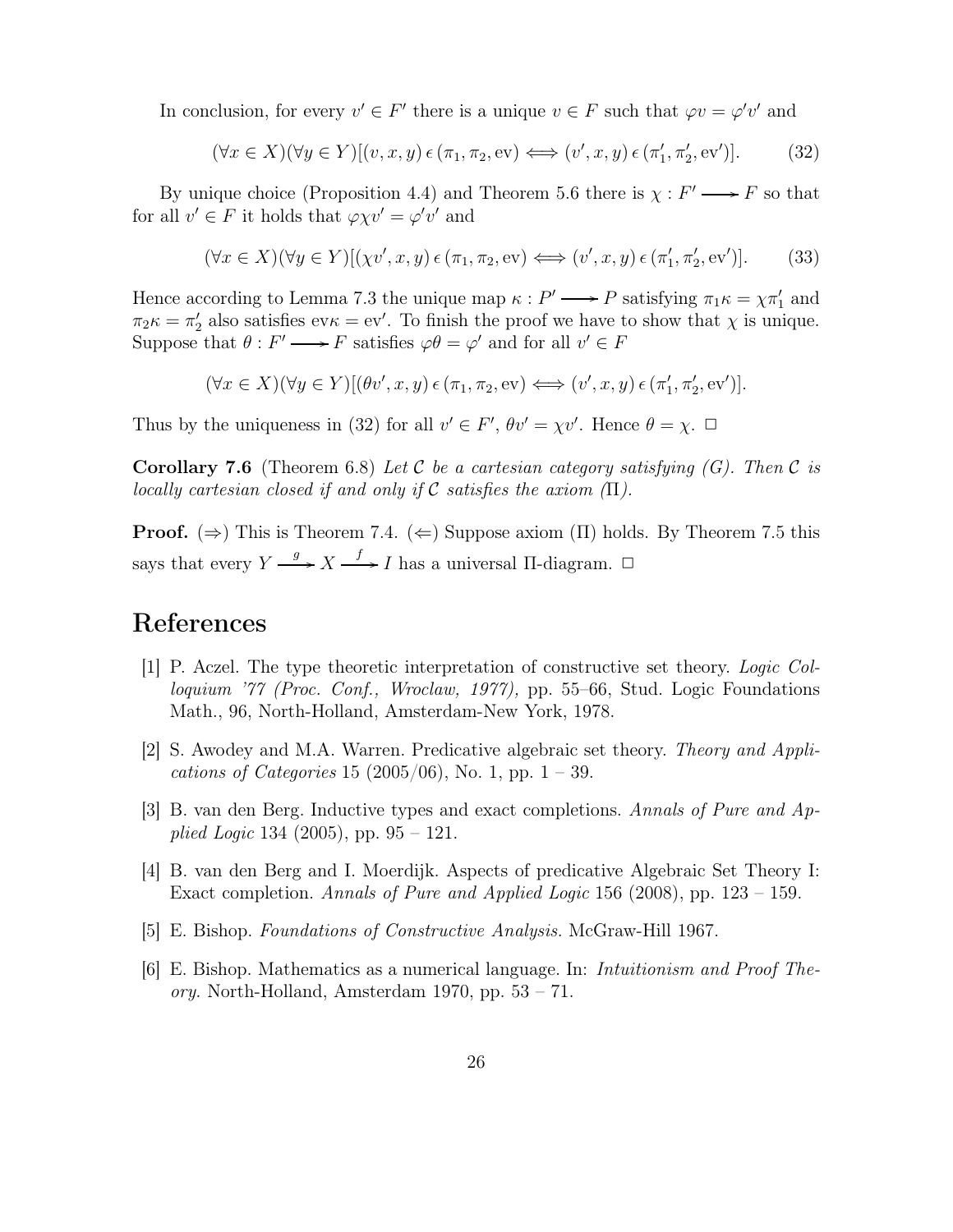In conclusion, for every $v' \in F'$ there is a unique $v \in F$ such that $\varphi v = \varphi' v'$ and

$$(\forall x \in X)(\forall y \in Y)[(v, x, y) \,\epsilon\, (\pi_1, \pi_2, \mathrm{ev}) \Longleftrightarrow (v', x, y) \,\epsilon\, (\pi_1', \pi_2', \mathrm{ev}')]. \tag{32}$$

By unique choice (Proposition 4.4) and Theorem 5.6 there is $\chi : F' \longrightarrow F$ so that for all $v' \in F$ it holds that $\varphi \chi v' = \varphi' v'$ and

$$(\forall x \in X)(\forall y \in Y)[(\chi v', x, y) \,\epsilon\, (\pi_1, \pi_2, \mathrm{ev}) \Longleftrightarrow (v', x, y) \,\epsilon\, (\pi_1', \pi_2', \mathrm{ev}')]. \tag{33}$$

Hence according to Lemma 7.3 the unique map $\kappa : P' \longrightarrow P$ satisfying $\pi_1 \kappa = \chi \pi_1'$ and $\pi_2 \kappa = \pi_2'$ also satisfies $\mathrm{ev} \kappa = \mathrm{ev}'$. To finish the proof we have to show that $\chi$ is unique. Suppose that $\theta : F' \longrightarrow F$ satisfies $\varphi \theta = \varphi'$ and for all $v' \in F$

$$(\forall x \in X)(\forall y \in Y)[(\theta v', x, y) \,\epsilon\, (\pi_1, \pi_2, \mathrm{ev}) \Longleftrightarrow (v', x, y) \,\epsilon\, (\pi_1', \pi_2', \mathrm{ev}')].$$

Thus by the uniqueness in (32) for all $v' \in F'$, $\theta v' = \chi v'$. Hence $\theta = \chi$. □

**Corollary 7.6** (Theorem 6.8) *Let $\mathcal{C}$ be a cartesian category satisfying (G). Then $\mathcal{C}$ is locally cartesian closed if and only if $\mathcal{C}$ satisfies the axiom (Π).*

**Proof.** (⇒) This is Theorem 7.4. (⇐) Suppose axiom (Π) holds. By Theorem 7.5 this says that every $Y \xrightarrow{g} X \xrightarrow{f} I$ has a universal Π-diagram. □

# References

[1] P. Aczel. The type theoretic interpretation of constructive set theory. *Logic Colloquium '77 (Proc. Conf., Wroclaw, 1977),* pp. 55–66, Stud. Logic Foundations Math., 96, North-Holland, Amsterdam-New York, 1978.

[2] S. Awodey and M.A. Warren. Predicative algebraic set theory. *Theory and Applications of Categories* 15 (2005/06), No. 1, pp. 1 – 39.

[3] B. van den Berg. Inductive types and exact completions. *Annals of Pure and Applied Logic* 134 (2005), pp. 95 – 121.

[4] B. van den Berg and I. Moerdijk. Aspects of predicative Algebraic Set Theory I: Exact completion. *Annals of Pure and Applied Logic* 156 (2008), pp. 123 – 159.

[5] E. Bishop. *Foundations of Constructive Analysis.* McGraw-Hill 1967.

[6] E. Bishop. Mathematics as a numerical language. In: *Intuitionism and Proof Theory.* North-Holland, Amsterdam 1970, pp. 53 – 71.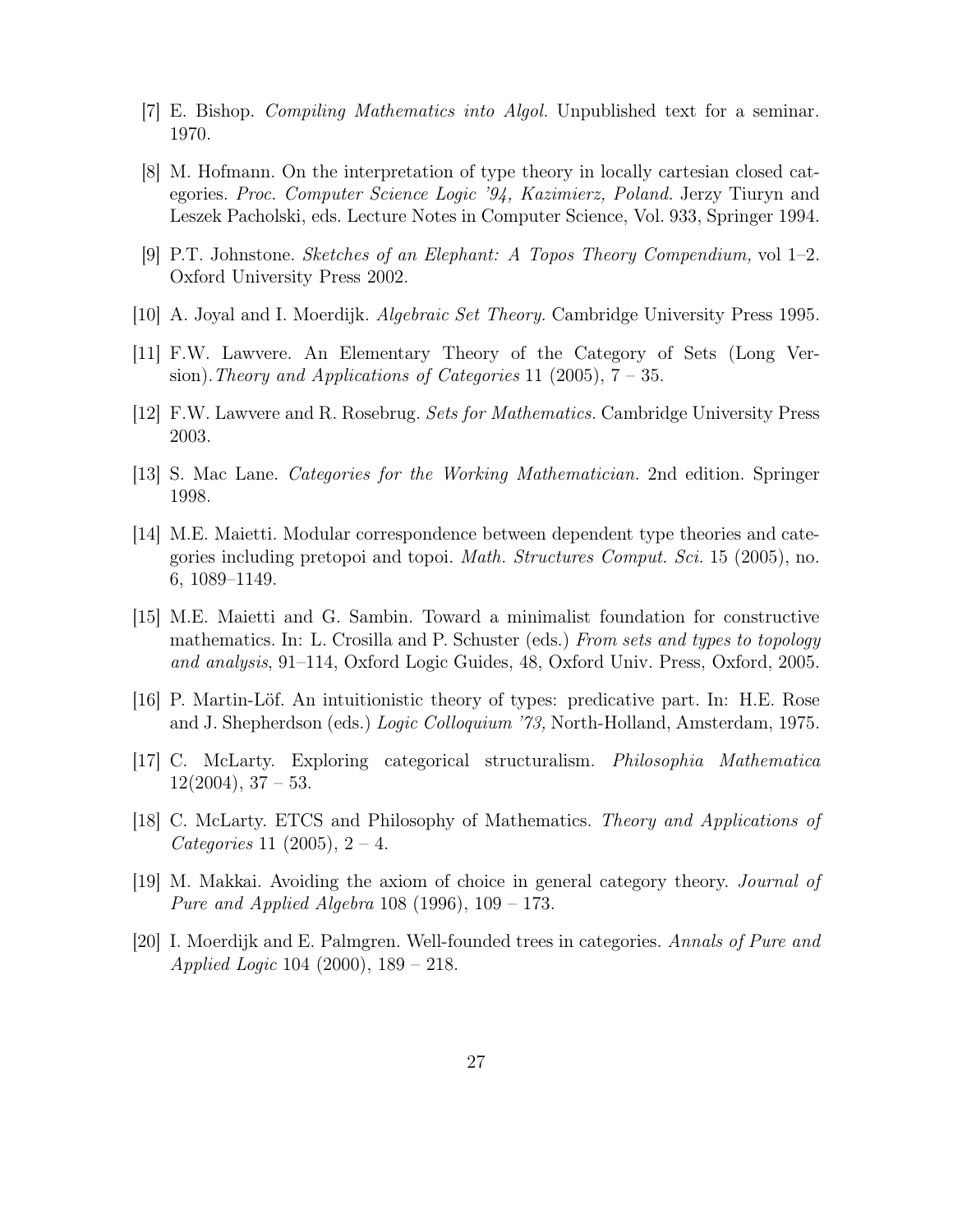[7] E. Bishop. *Compiling Mathematics into Algol.* Unpublished text for a seminar. 1970.

[8] M. Hofmann. On the interpretation of type theory in locally cartesian closed categories. *Proc. Computer Science Logic '94, Kazimierz, Poland.* Jerzy Tiuryn and Leszek Pacholski, eds. Lecture Notes in Computer Science, Vol. 933, Springer 1994.

[9] P.T. Johnstone. *Sketches of an Elephant: A Topos Theory Compendium,* vol 1–2. Oxford University Press 2002.

[10] A. Joyal and I. Moerdijk. *Algebraic Set Theory.* Cambridge University Press 1995.

[11] F.W. Lawvere. An Elementary Theory of the Category of Sets (Long Version). *Theory and Applications of Categories* 11 (2005), 7 – 35.

[12] F.W. Lawvere and R. Rosebrug. *Sets for Mathematics.* Cambridge University Press 2003.

[13] S. Mac Lane. *Categories for the Working Mathematician.* 2nd edition. Springer 1998.

[14] M.E. Maietti. Modular correspondence between dependent type theories and categories including pretopoi and topoi. *Math. Structures Comput. Sci.* 15 (2005), no. 6, 1089–1149.

[15] M.E. Maietti and G. Sambin. Toward a minimalist foundation for constructive mathematics. In: L. Crosilla and P. Schuster (eds.) *From sets and types to topology and analysis*, 91–114, Oxford Logic Guides, 48, Oxford Univ. Press, Oxford, 2005.

[16] P. Martin-Löf. An intuitionistic theory of types: predicative part. In: H.E. Rose and J. Shepherdson (eds.) *Logic Colloquium '73,* North-Holland, Amsterdam, 1975.

[17] C. McLarty. Exploring categorical structuralism. *Philosophia Mathematica* 12(2004), 37 – 53.

[18] C. McLarty. ETCS and Philosophy of Mathematics. *Theory and Applications of Categories* 11 (2005), 2 – 4.

[19] M. Makkai. Avoiding the axiom of choice in general category theory. *Journal of Pure and Applied Algebra* 108 (1996), 109 – 173.

[20] I. Moerdijk and E. Palmgren. Well-founded trees in categories. *Annals of Pure and Applied Logic* 104 (2000), 189 – 218.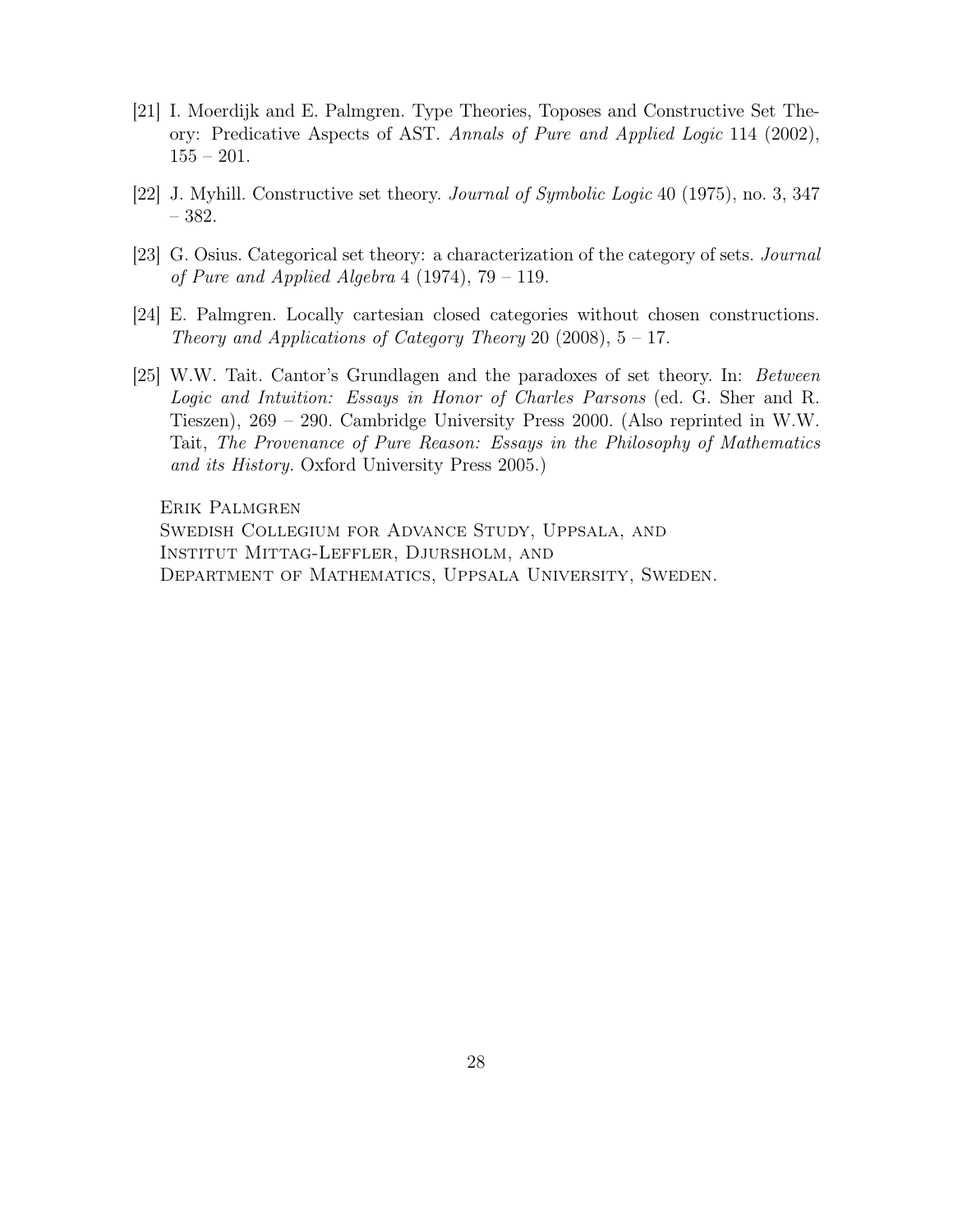[21] I. Moerdijk and E. Palmgren. Type Theories, Toposes and Constructive Set Theory: Predicative Aspects of AST. *Annals of Pure and Applied Logic* 114 (2002), 155 – 201.

[22] J. Myhill. Constructive set theory. *Journal of Symbolic Logic* 40 (1975), no. 3, 347 – 382.

[23] G. Osius. Categorical set theory: a characterization of the category of sets. *Journal of Pure and Applied Algebra* 4 (1974), 79 – 119.

[24] E. Palmgren. Locally cartesian closed categories without chosen constructions. *Theory and Applications of Category Theory* 20 (2008), 5 – 17.

[25] W.W. Tait. Cantor's Grundlagen and the paradoxes of set theory. In: *Between Logic and Intuition: Essays in Honor of Charles Parsons* (ed. G. Sher and R. Tieszen), 269 – 290. Cambridge University Press 2000. (Also reprinted in W.W. Tait, *The Provenance of Pure Reason: Essays in the Philosophy of Mathematics and its History.* Oxford University Press 2005.)

Erik Palmgren
Swedish Collegium for Advance Study, Uppsala, and
Institut Mittag-Leffler, Djursholm, and
Department of Mathematics, Uppsala University, Sweden.